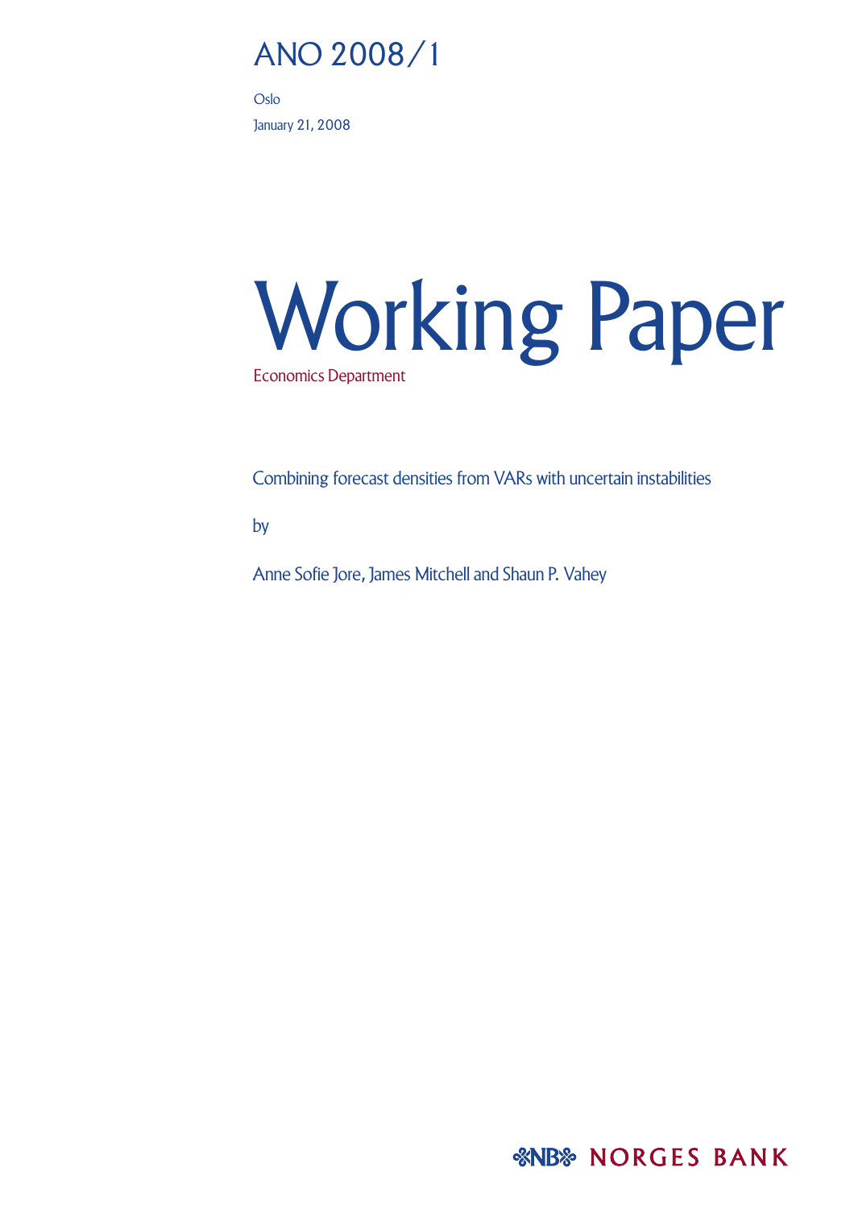# ANO 2008/1

Oslo

January 21, 2008

# Working Paper

Economics Department

Combining forecast densities from VARs with uncertain instabilities

by

Anne Sofie Jore, James Mitchell and Shaun P. Vahey

NORGES BANK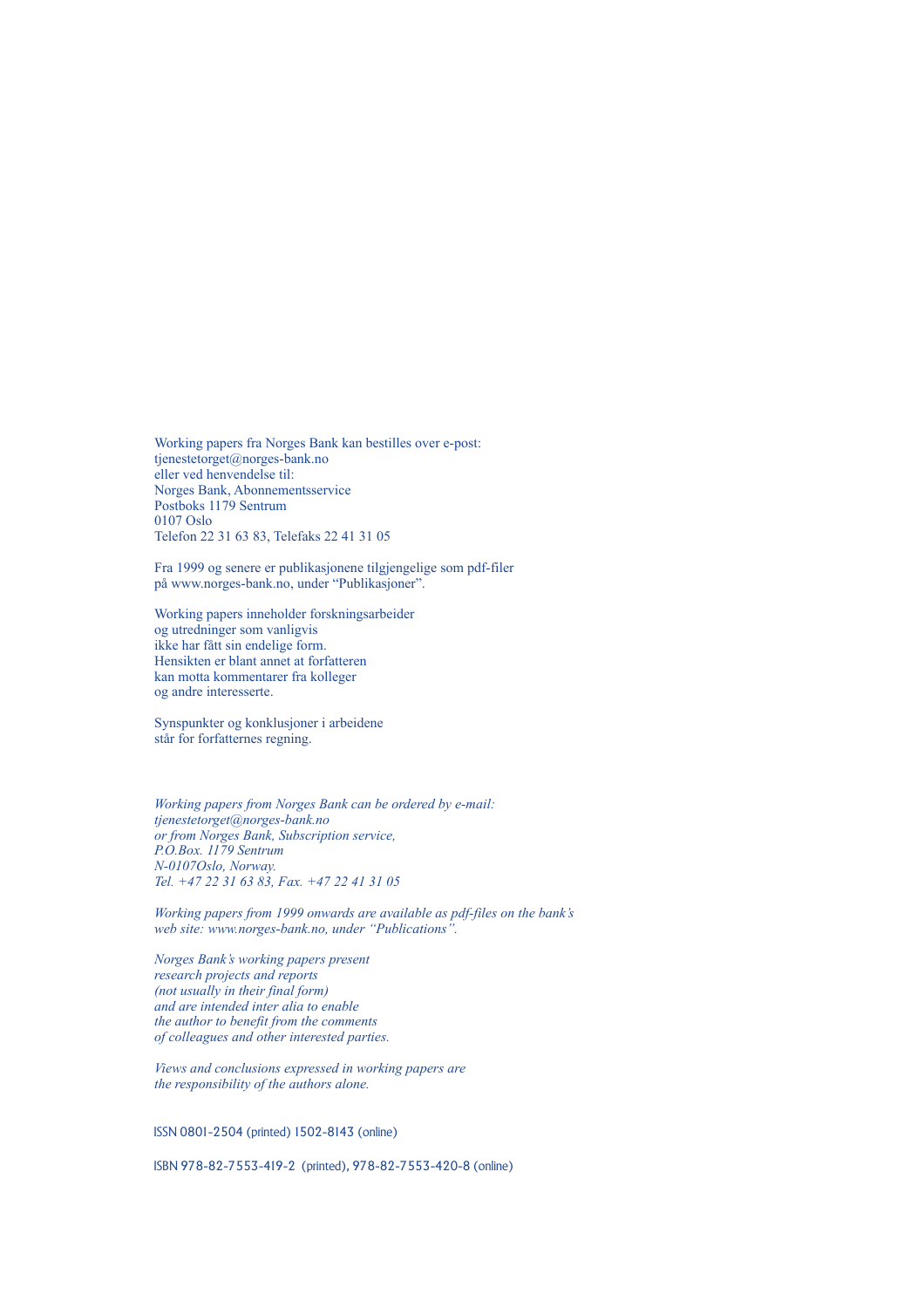Working papers fra Norges Bank kan bestilles over e-post:
tjenestetorget@norges-bank.no
eller ved henvendelse til:
Norges Bank, Abonnementsservice
Postboks 1179 Sentrum
0107 Oslo
Telefon 22 31 63 83, Telefaks 22 41 31 05

Fra 1999 og senere er publikasjonene tilgjengelige som pdf-filer på www.norges-bank.no, under "Publikasjoner".

Working papers inneholder forskningsarbeider
og utredninger som vanligvis
ikke har fått sin endelige form.
Hensikten er blant annet at forfatteren
kan motta kommentarer fra kolleger
og andre interesserte.

Synspunkter og konklusjoner i arbeidene
står for forfatternes regning.

*Working papers from Norges Bank can be ordered by e-mail:*
*tjenestetorget@norges-bank.no*
*or from Norges Bank, Subscription service,*
*P.O.Box. 1179 Sentrum*
*N-0107Oslo, Norway.*
*Tel. +47 22 31 63 83, Fax. +47 22 41 31 05*

*Working papers from 1999 onwards are available as pdf-files on the bank's web site: www.norges-bank.no, under "Publications".*

*Norges Bank's working papers present*
*research projects and reports*
*(not usually in their final form)*
*and are intended inter alia to enable*
*the author to benefit from the comments*
*of colleagues and other interested parties.*

*Views and conclusions expressed in working papers are*
*the responsibility of the authors alone.*

ISSN 0801-2504 (printed) 1502-8143 (online)

ISBN 978-82-7553-419-2 (printed), 978-82-7553-420-8 (online)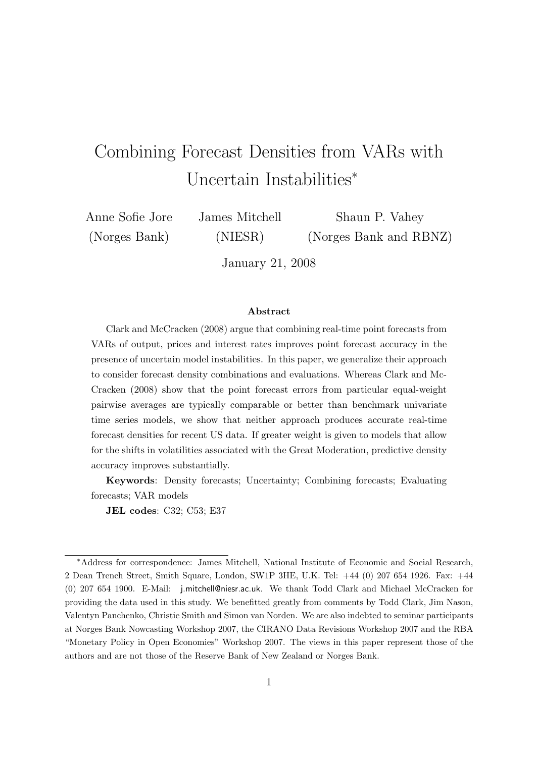# Combining Forecast Densities from VARs with Uncertain Instabilities[*]

Anne Sofie Jore (Norges Bank) James Mitchell (NIESR) Shaun P. Vahey (Norges Bank and RBNZ)

January 21, 2008

**Abstract**

Clark and McCracken (2008) argue that combining real-time point forecasts from VARs of output, prices and interest rates improves point forecast accuracy in the presence of uncertain model instabilities. In this paper, we generalize their approach to consider forecast density combinations and evaluations. Whereas Clark and McCracken (2008) show that the point forecast errors from particular equal-weight pairwise averages are typically comparable or better than benchmark univariate time series models, we show that neither approach produces accurate real-time forecast densities for recent US data. If greater weight is given to models that allow for the shifts in volatilities associated with the Great Moderation, predictive density accuracy improves substantially.

**Keywords**: Density forecasts; Uncertainty; Combining forecasts; Evaluating forecasts; VAR models

**JEL codes**: C32; C53; E37

[*] Address for correspondence: James Mitchell, National Institute of Economic and Social Research, 2 Dean Trench Street, Smith Square, London, SW1P 3HE, U.K. Tel: +44 (0) 207 654 1926. Fax: +44 (0) 207 654 1900. E-Mail: j.mitchell@niesr.ac.uk. We thank Todd Clark and Michael McCracken for providing the data used in this study. We benefitted greatly from comments by Todd Clark, Jim Nason, Valentyn Panchenko, Christie Smith and Simon van Norden. We are also indebted to seminar participants at Norges Bank Nowcasting Workshop 2007, the CIRANO Data Revisions Workshop 2007 and the RBA "Monetary Policy in Open Economies" Workshop 2007. The views in this paper represent those of the authors and are not those of the Reserve Bank of New Zealand or Norges Bank.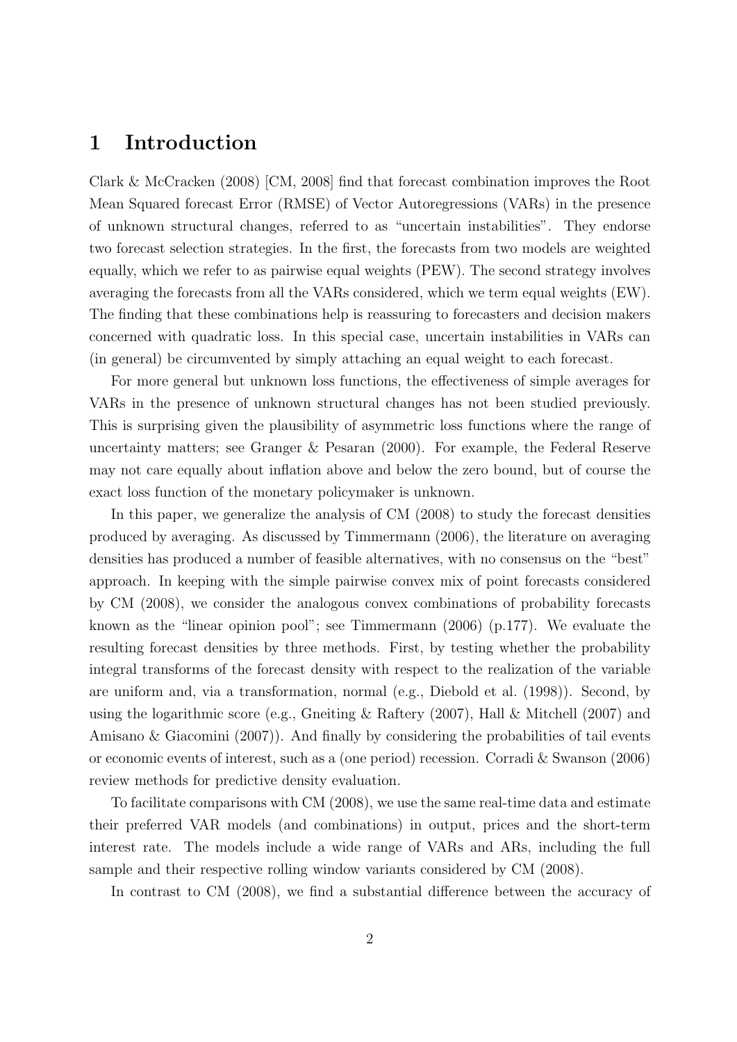# 1 Introduction

Clark & McCracken (2008) [CM, 2008] find that forecast combination improves the Root Mean Squared forecast Error (RMSE) of Vector Autoregressions (VARs) in the presence of unknown structural changes, referred to as "uncertain instabilities". They endorse two forecast selection strategies. In the first, the forecasts from two models are weighted equally, which we refer to as pairwise equal weights (PEW). The second strategy involves averaging the forecasts from all the VARs considered, which we term equal weights (EW). The finding that these combinations help is reassuring to forecasters and decision makers concerned with quadratic loss. In this special case, uncertain instabilities in VARs can (in general) be circumvented by simply attaching an equal weight to each forecast.

For more general but unknown loss functions, the effectiveness of simple averages for VARs in the presence of unknown structural changes has not been studied previously. This is surprising given the plausibility of asymmetric loss functions where the range of uncertainty matters; see Granger & Pesaran (2000). For example, the Federal Reserve may not care equally about inflation above and below the zero bound, but of course the exact loss function of the monetary policymaker is unknown.

In this paper, we generalize the analysis of CM (2008) to study the forecast densities produced by averaging. As discussed by Timmermann (2006), the literature on averaging densities has produced a number of feasible alternatives, with no consensus on the "best" approach. In keeping with the simple pairwise convex mix of point forecasts considered by CM (2008), we consider the analogous convex combinations of probability forecasts known as the "linear opinion pool"; see Timmermann (2006) (p.177). We evaluate the resulting forecast densities by three methods. First, by testing whether the probability integral transforms of the forecast density with respect to the realization of the variable are uniform and, via a transformation, normal (e.g., Diebold et al. (1998)). Second, by using the logarithmic score (e.g., Gneiting & Raftery (2007), Hall & Mitchell (2007) and Amisano & Giacomini (2007)). And finally by considering the probabilities of tail events or economic events of interest, such as a (one period) recession. Corradi & Swanson (2006) review methods for predictive density evaluation.

To facilitate comparisons with CM (2008), we use the same real-time data and estimate their preferred VAR models (and combinations) in output, prices and the short-term interest rate. The models include a wide range of VARs and ARs, including the full sample and their respective rolling window variants considered by CM (2008).

In contrast to CM (2008), we find a substantial difference between the accuracy of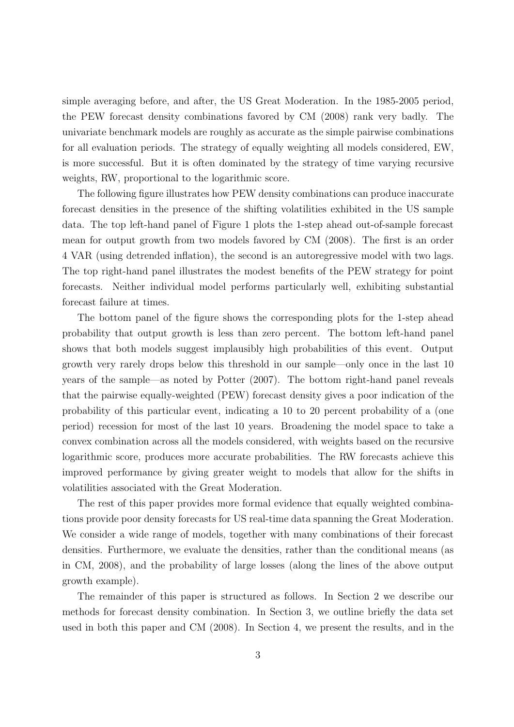simple averaging before, and after, the US Great Moderation. In the 1985-2005 period, the PEW forecast density combinations favored by CM (2008) rank very badly. The univariate benchmark models are roughly as accurate as the simple pairwise combinations for all evaluation periods. The strategy of equally weighting all models considered, EW, is more successful. But it is often dominated by the strategy of time varying recursive weights, RW, proportional to the logarithmic score.

The following figure illustrates how PEW density combinations can produce inaccurate forecast densities in the presence of the shifting volatilities exhibited in the US sample data. The top left-hand panel of Figure 1 plots the 1-step ahead out-of-sample forecast mean for output growth from two models favored by CM (2008). The first is an order 4 VAR (using detrended inflation), the second is an autoregressive model with two lags. The top right-hand panel illustrates the modest benefits of the PEW strategy for point forecasts. Neither individual model performs particularly well, exhibiting substantial forecast failure at times.

The bottom panel of the figure shows the corresponding plots for the 1-step ahead probability that output growth is less than zero percent. The bottom left-hand panel shows that both models suggest implausibly high probabilities of this event. Output growth very rarely drops below this threshold in our sample—only once in the last 10 years of the sample—as noted by Potter (2007). The bottom right-hand panel reveals that the pairwise equally-weighted (PEW) forecast density gives a poor indication of the probability of this particular event, indicating a 10 to 20 percent probability of a (one period) recession for most of the last 10 years. Broadening the model space to take a convex combination across all the models considered, with weights based on the recursive logarithmic score, produces more accurate probabilities. The RW forecasts achieve this improved performance by giving greater weight to models that allow for the shifts in volatilities associated with the Great Moderation.

The rest of this paper provides more formal evidence that equally weighted combinations provide poor density forecasts for US real-time data spanning the Great Moderation. We consider a wide range of models, together with many combinations of their forecast densities. Furthermore, we evaluate the densities, rather than the conditional means (as in CM, 2008), and the probability of large losses (along the lines of the above output growth example).

The remainder of this paper is structured as follows. In Section 2 we describe our methods for forecast density combination. In Section 3, we outline briefly the data set used in both this paper and CM (2008). In Section 4, we present the results, and in the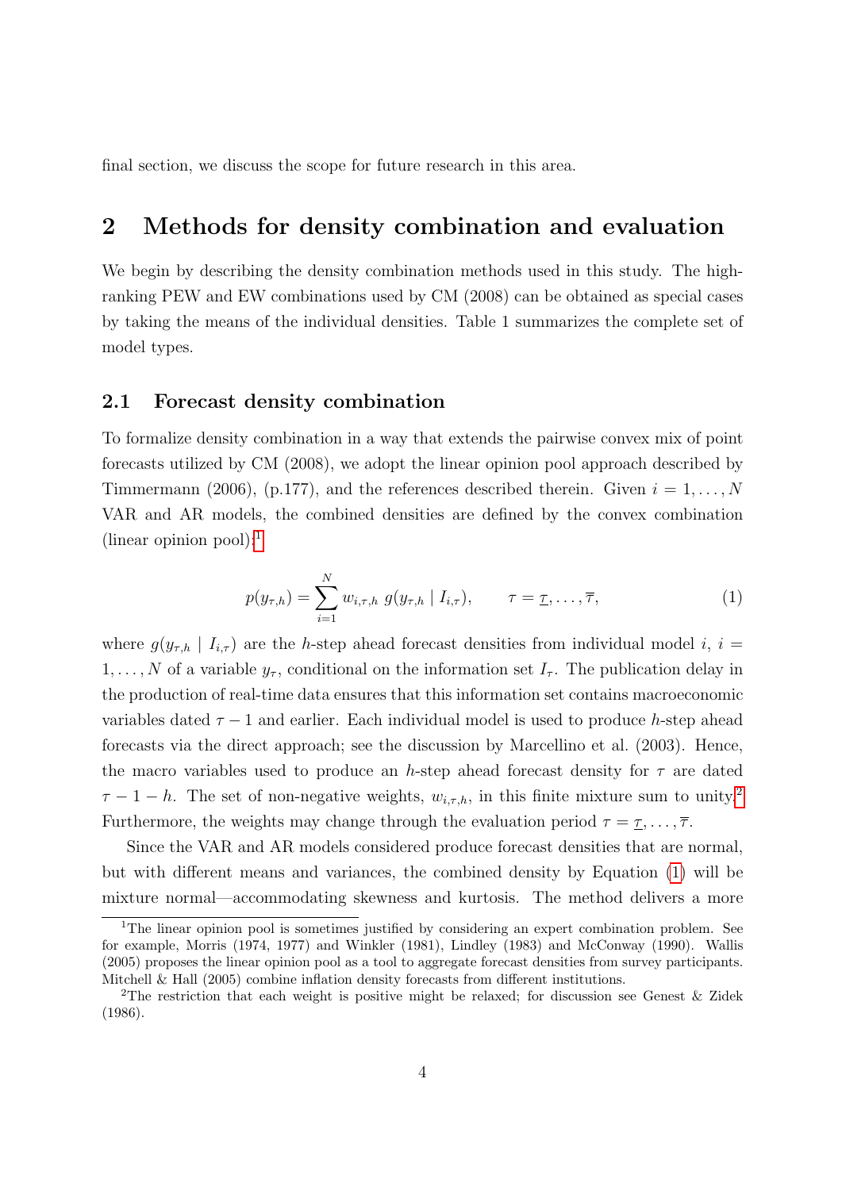final section, we discuss the scope for future research in this area.

## 2 Methods for density combination and evaluation

We begin by describing the density combination methods used in this study. The high-ranking PEW and EW combinations used by CM (2008) can be obtained as special cases by taking the means of the individual densities. Table 1 summarizes the complete set of model types.

### 2.1 Forecast density combination

To formalize density combination in a way that extends the pairwise convex mix of point forecasts utilized by CM (2008), we adopt the linear opinion pool approach described by Timmermann (2006), (p.177), and the references described therein. Given $i = 1, \ldots, N$ VAR and AR models, the combined densities are defined by the convex combination (linear opinion pool):[1]

$$p(y_{\tau,h}) = \sum_{i=1}^{N} w_{i,\tau,h}\; g(y_{\tau,h} \mid I_{i,\tau}), \qquad \tau = \underline{\tau}, \ldots, \overline{\tau}, \tag{1}$$

where $g(y_{\tau,h} \mid I_{i,\tau})$ are the $h$-step ahead forecast densities from individual model $i$, $i = 1, \ldots, N$ of a variable $y_\tau$, conditional on the information set $I_\tau$. The publication delay in the production of real-time data ensures that this information set contains macroeconomic variables dated $\tau - 1$ and earlier. Each individual model is used to produce $h$-step ahead forecasts via the direct approach; see the discussion by Marcellino et al. (2003). Hence, the macro variables used to produce an $h$-step ahead forecast density for $\tau$ are dated $\tau - 1 - h$. The set of non-negative weights, $w_{i,\tau,h}$, in this finite mixture sum to unity.[2] Furthermore, the weights may change through the evaluation period $\tau = \underline{\tau}, \ldots, \overline{\tau}$.

Since the VAR and AR models considered produce forecast densities that are normal, but with different means and variances, the combined density by Equation (1) will be mixture normal—accommodating skewness and kurtosis. The method delivers a more

[1] The linear opinion pool is sometimes justified by considering an expert combination problem. See for example, Morris (1974, 1977) and Winkler (1981), Lindley (1983) and McConway (1990). Wallis (2005) proposes the linear opinion pool as a tool to aggregate forecast densities from survey participants. Mitchell & Hall (2005) combine inflation density forecasts from different institutions.

[2] The restriction that each weight is positive might be relaxed; for discussion see Genest & Zidek (1986).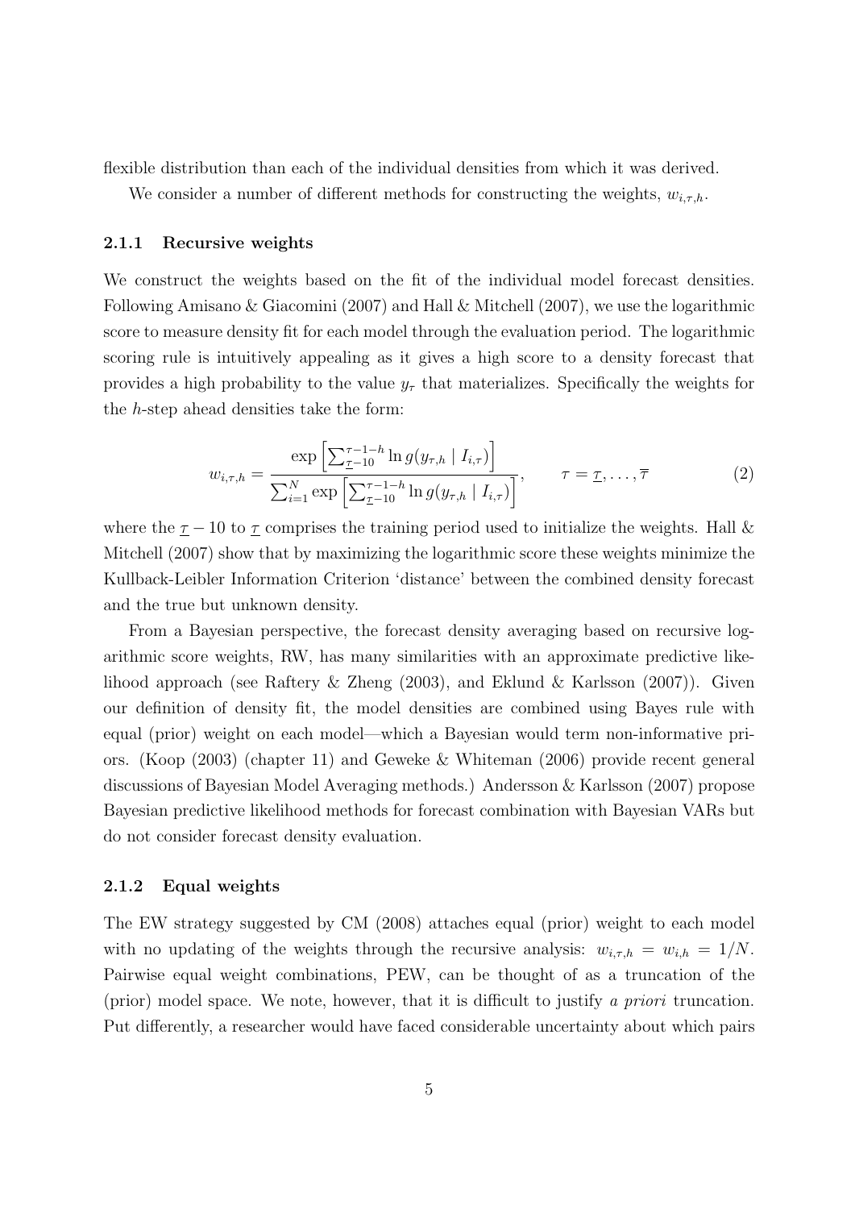flexible distribution than each of the individual densities from which it was derived.

We consider a number of different methods for constructing the weights, $w_{i,\tau,h}$.

### 2.1.1 Recursive weights

We construct the weights based on the fit of the individual model forecast densities. Following Amisano & Giacomini (2007) and Hall & Mitchell (2007), we use the logarithmic score to measure density fit for each model through the evaluation period. The logarithmic scoring rule is intuitively appealing as it gives a high score to a density forecast that provides a high probability to the value $y_\tau$ that materializes. Specifically the weights for the $h$-step ahead densities take the form:

$$w_{i,\tau,h} = \frac{\exp\left[\sum_{\underline{\tau}-10}^{\tau-1-h} \ln g(y_{\tau,h} \mid I_{i,\tau})\right]}{\sum_{i=1}^{N} \exp\left[\sum_{\underline{\tau}-10}^{\tau-1-h} \ln g(y_{\tau,h} \mid I_{i,\tau})\right]}, \qquad \tau = \underline{\tau}, \ldots, \overline{\tau} \tag{2}$$

where the $\underline{\tau} - 10$ to $\underline{\tau}$ comprises the training period used to initialize the weights. Hall & Mitchell (2007) show that by maximizing the logarithmic score these weights minimize the Kullback-Leibler Information Criterion 'distance' between the combined density forecast and the true but unknown density.

From a Bayesian perspective, the forecast density averaging based on recursive logarithmic score weights, RW, has many similarities with an approximate predictive likelihood approach (see Raftery & Zheng (2003), and Eklund & Karlsson (2007)). Given our definition of density fit, the model densities are combined using Bayes rule with equal (prior) weight on each model—which a Bayesian would term non-informative priors. (Koop (2003) (chapter 11) and Geweke & Whiteman (2006) provide recent general discussions of Bayesian Model Averaging methods.) Andersson & Karlsson (2007) propose Bayesian predictive likelihood methods for forecast combination with Bayesian VARs but do not consider forecast density evaluation.

### 2.1.2 Equal weights

The EW strategy suggested by CM (2008) attaches equal (prior) weight to each model with no updating of the weights through the recursive analysis: $w_{i,\tau,h} = w_{i,h} = 1/N$. Pairwise equal weight combinations, PEW, can be thought of as a truncation of the (prior) model space. We note, however, that it is difficult to justify *a priori* truncation. Put differently, a researcher would have faced considerable uncertainty about which pairs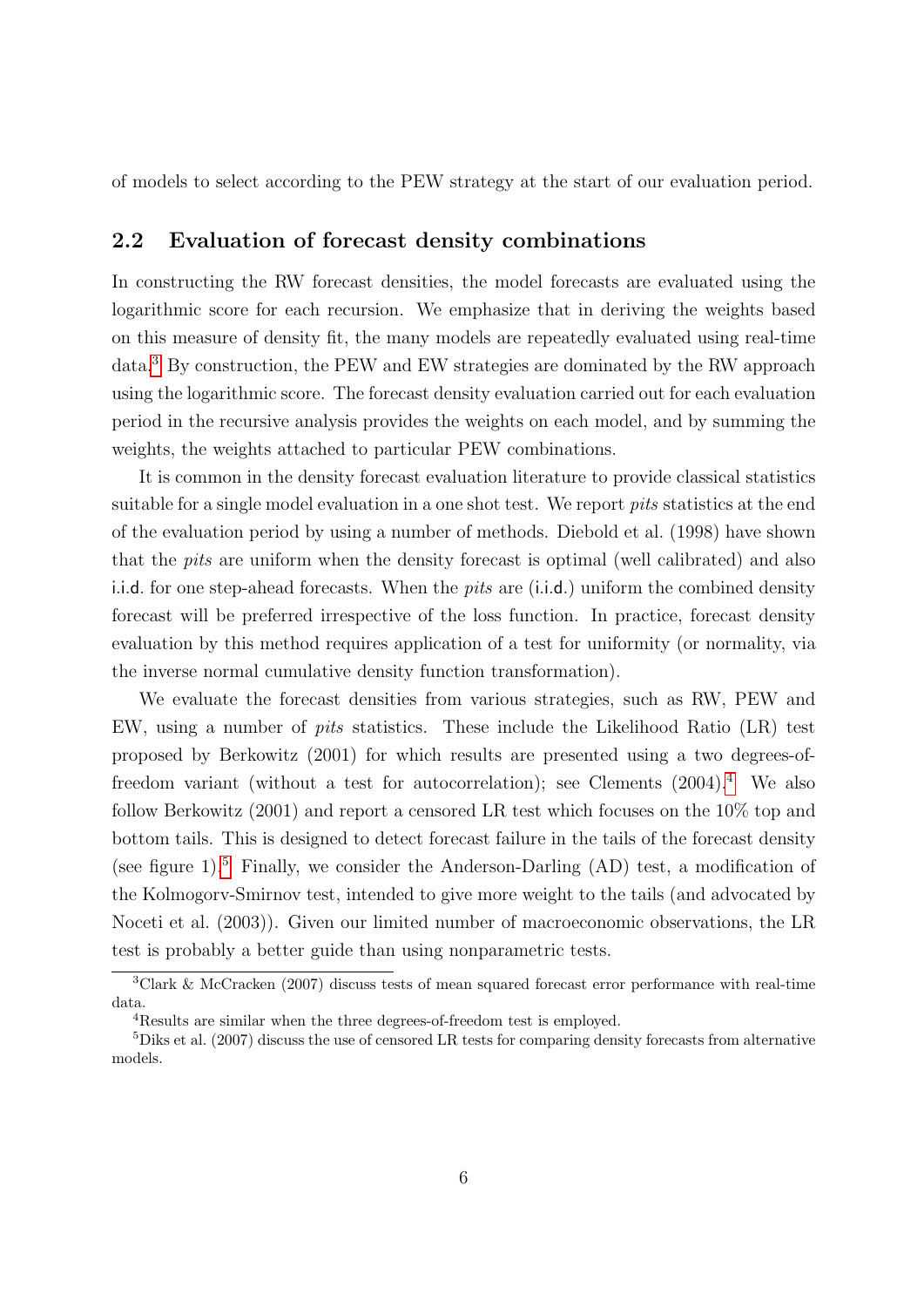of models to select according to the PEW strategy at the start of our evaluation period.

## 2.2 Evaluation of forecast density combinations

In constructing the RW forecast densities, the model forecasts are evaluated using the logarithmic score for each recursion. We emphasize that in deriving the weights based on this measure of density fit, the many models are repeatedly evaluated using real-time data.[3] By construction, the PEW and EW strategies are dominated by the RW approach using the logarithmic score. The forecast density evaluation carried out for each evaluation period in the recursive analysis provides the weights on each model, and by summing the weights, the weights attached to particular PEW combinations.

It is common in the density forecast evaluation literature to provide classical statistics suitable for a single model evaluation in a one shot test. We report *pits* statistics at the end of the evaluation period by using a number of methods. Diebold et al. (1998) have shown that the *pits* are uniform when the density forecast is optimal (well calibrated) and also i.i.d. for one step-ahead forecasts. When the *pits* are (i.i.d.) uniform the combined density forecast will be preferred irrespective of the loss function. In practice, forecast density evaluation by this method requires application of a test for uniformity (or normality, via the inverse normal cumulative density function transformation).

We evaluate the forecast densities from various strategies, such as RW, PEW and EW, using a number of *pits* statistics. These include the Likelihood Ratio (LR) test proposed by Berkowitz (2001) for which results are presented using a two degrees-of-freedom variant (without a test for autocorrelation); see Clements (2004).[4] We also follow Berkowitz (2001) and report a censored LR test which focuses on the 10% top and bottom tails. This is designed to detect forecast failure in the tails of the forecast density (see figure 1).[5] Finally, we consider the Anderson-Darling (AD) test, a modification of the Kolmogorv-Smirnov test, intended to give more weight to the tails (and advocated by Noceti et al. (2003)). Given our limited number of macroeconomic observations, the LR test is probably a better guide than using nonparametric tests.

---

[3] Clark & McCracken (2007) discuss tests of mean squared forecast error performance with real-time data.

[4] Results are similar when the three degrees-of-freedom test is employed.

[5] Diks et al. (2007) discuss the use of censored LR tests for comparing density forecasts from alternative models.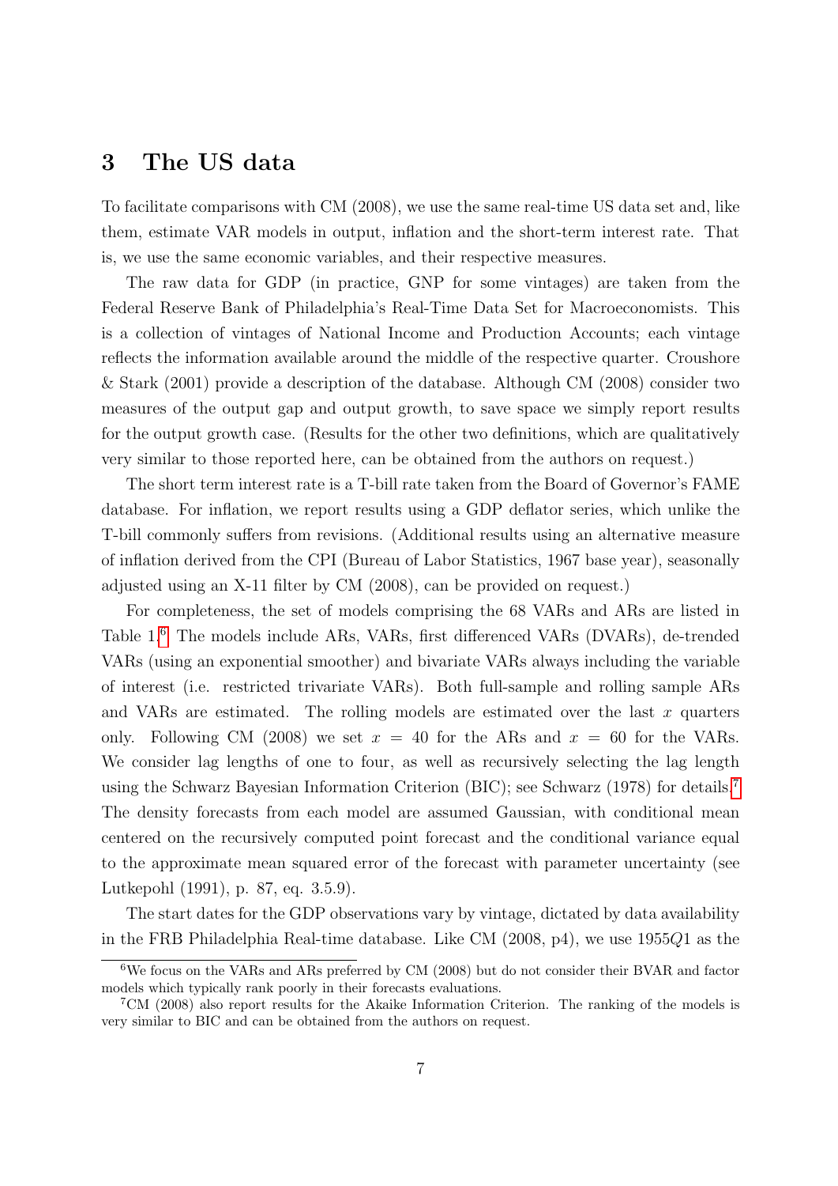## 3 The US data

To facilitate comparisons with CM (2008), we use the same real-time US data set and, like them, estimate VAR models in output, inflation and the short-term interest rate. That is, we use the same economic variables, and their respective measures.

The raw data for GDP (in practice, GNP for some vintages) are taken from the Federal Reserve Bank of Philadelphia's Real-Time Data Set for Macroeconomists. This is a collection of vintages of National Income and Production Accounts; each vintage reflects the information available around the middle of the respective quarter. Croushore & Stark (2001) provide a description of the database. Although CM (2008) consider two measures of the output gap and output growth, to save space we simply report results for the output growth case. (Results for the other two definitions, which are qualitatively very similar to those reported here, can be obtained from the authors on request.)

The short term interest rate is a T-bill rate taken from the Board of Governor's FAME database. For inflation, we report results using a GDP deflator series, which unlike the T-bill commonly suffers from revisions. (Additional results using an alternative measure of inflation derived from the CPI (Bureau of Labor Statistics, 1967 base year), seasonally adjusted using an X-11 filter by CM (2008), can be provided on request.)

For completeness, the set of models comprising the 68 VARs and ARs are listed in Table 1.[6] The models include ARs, VARs, first differenced VARs (DVARs), de-trended VARs (using an exponential smoother) and bivariate VARs always including the variable of interest (i.e. restricted trivariate VARs). Both full-sample and rolling sample ARs and VARs are estimated. The rolling models are estimated over the last $x$ quarters only. Following CM (2008) we set $x = 40$ for the ARs and $x = 60$ for the VARs. We consider lag lengths of one to four, as well as recursively selecting the lag length using the Schwarz Bayesian Information Criterion (BIC); see Schwarz (1978) for details.[7] The density forecasts from each model are assumed Gaussian, with conditional mean centered on the recursively computed point forecast and the conditional variance equal to the approximate mean squared error of the forecast with parameter uncertainty (see Lutkepohl (1991), p. 87, eq. 3.5.9).

The start dates for the GDP observations vary by vintage, dictated by data availability in the FRB Philadelphia Real-time database. Like CM (2008, p4), we use 1955$Q1$ as the

[6] We focus on the VARs and ARs preferred by CM (2008) but do not consider their BVAR and factor models which typically rank poorly in their forecasts evaluations.

[7] CM (2008) also report results for the Akaike Information Criterion. The ranking of the models is very similar to BIC and can be obtained from the authors on request.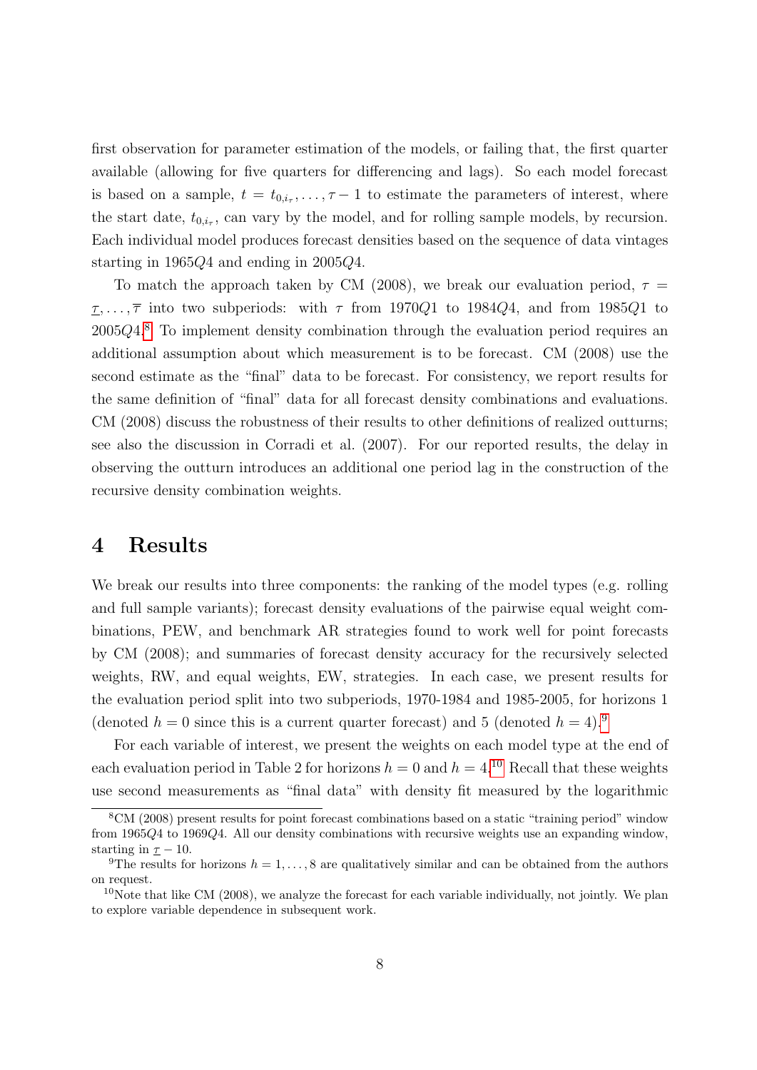first observation for parameter estimation of the models, or failing that, the first quarter available (allowing for five quarters for differencing and lags). So each model forecast is based on a sample, $t = t_{0,i_\tau}, \ldots, \tau - 1$ to estimate the parameters of interest, where the start date, $t_{0,i_\tau}$, can vary by the model, and for rolling sample models, by recursion. Each individual model produces forecast densities based on the sequence of data vintages starting in $1965Q4$ and ending in $2005Q4$.

To match the approach taken by CM (2008), we break our evaluation period, $\tau = \underline{\tau}, \ldots, \overline{\tau}$ into two subperiods: with $\tau$ from $1970Q1$ to $1984Q4$, and from $1985Q1$ to $2005Q4$.[8] To implement density combination through the evaluation period requires an additional assumption about which measurement is to be forecast. CM (2008) use the second estimate as the "final" data to be forecast. For consistency, we report results for the same definition of "final" data for all forecast density combinations and evaluations. CM (2008) discuss the robustness of their results to other definitions of realized outturns; see also the discussion in Corradi et al. (2007). For our reported results, the delay in observing the outturn introduces an additional one period lag in the construction of the recursive density combination weights.

# 4 Results

We break our results into three components: the ranking of the model types (e.g. rolling and full sample variants); forecast density evaluations of the pairwise equal weight combinations, PEW, and benchmark AR strategies found to work well for point forecasts by CM (2008); and summaries of forecast density accuracy for the recursively selected weights, RW, and equal weights, EW, strategies. In each case, we present results for the evaluation period split into two subperiods, 1970-1984 and 1985-2005, for horizons 1 (denoted $h = 0$ since this is a current quarter forecast) and 5 (denoted $h = 4$).[9]

For each variable of interest, we present the weights on each model type at the end of each evaluation period in Table 2 for horizons $h = 0$ and $h = 4$.[10] Recall that these weights use second measurements as "final data" with density fit measured by the logarithmic

[8] CM (2008) present results for point forecast combinations based on a static "training period" window from $1965Q4$ to $1969Q4$. All our density combinations with recursive weights use an expanding window, starting in $\underline{\tau} - 10$.

[9] The results for horizons $h = 1, \ldots, 8$ are qualitatively similar and can be obtained from the authors on request.

[10] Note that like CM (2008), we analyze the forecast for each variable individually, not jointly. We plan to explore variable dependence in subsequent work.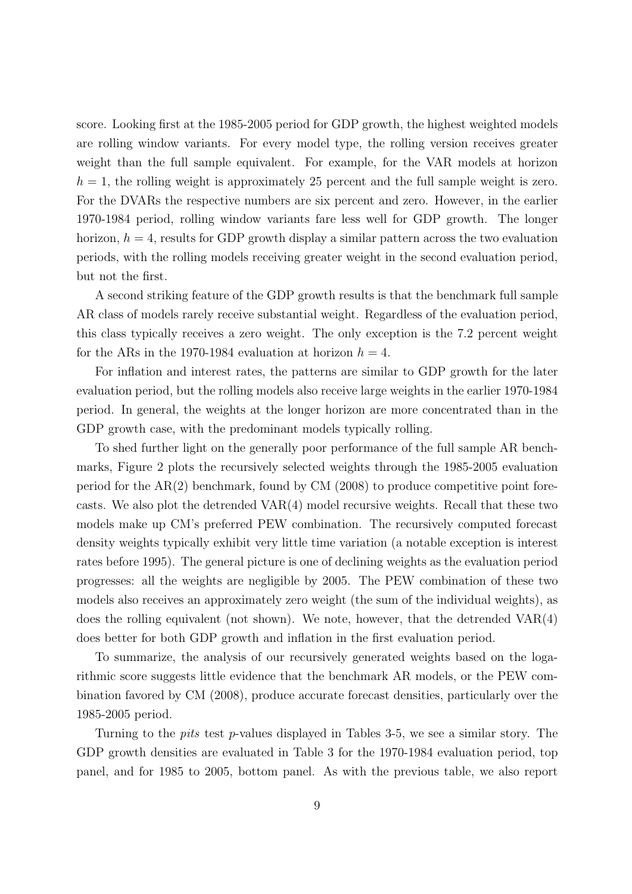score. Looking first at the 1985-2005 period for GDP growth, the highest weighted models are rolling window variants. For every model type, the rolling version receives greater weight than the full sample equivalent. For example, for the VAR models at horizon $h = 1$, the rolling weight is approximately 25 percent and the full sample weight is zero. For the DVARs the respective numbers are six percent and zero. However, in the earlier 1970-1984 period, rolling window variants fare less well for GDP growth. The longer horizon, $h = 4$, results for GDP growth display a similar pattern across the two evaluation periods, with the rolling models receiving greater weight in the second evaluation period, but not the first.

A second striking feature of the GDP growth results is that the benchmark full sample AR class of models rarely receive substantial weight. Regardless of the evaluation period, this class typically receives a zero weight. The only exception is the 7.2 percent weight for the ARs in the 1970-1984 evaluation at horizon $h = 4$.

For inflation and interest rates, the patterns are similar to GDP growth for the later evaluation period, but the rolling models also receive large weights in the earlier 1970-1984 period. In general, the weights at the longer horizon are more concentrated than in the GDP growth case, with the predominant models typically rolling.

To shed further light on the generally poor performance of the full sample AR benchmarks, Figure 2 plots the recursively selected weights through the 1985-2005 evaluation period for the AR(2) benchmark, found by CM (2008) to produce competitive point forecasts. We also plot the detrended VAR(4) model recursive weights. Recall that these two models make up CM's preferred PEW combination. The recursively computed forecast density weights typically exhibit very little time variation (a notable exception is interest rates before 1995). The general picture is one of declining weights as the evaluation period progresses: all the weights are negligible by 2005. The PEW combination of these two models also receives an approximately zero weight (the sum of the individual weights), as does the rolling equivalent (not shown). We note, however, that the detrended VAR(4) does better for both GDP growth and inflation in the first evaluation period.

To summarize, the analysis of our recursively generated weights based on the logarithmic score suggests little evidence that the benchmark AR models, or the PEW combination favored by CM (2008), produce accurate forecast densities, particularly over the 1985-2005 period.

Turning to the *pits* test $p$-values displayed in Tables 3-5, we see a similar story. The GDP growth densities are evaluated in Table 3 for the 1970-1984 evaluation period, top panel, and for 1985 to 2005, bottom panel. As with the previous table, we also report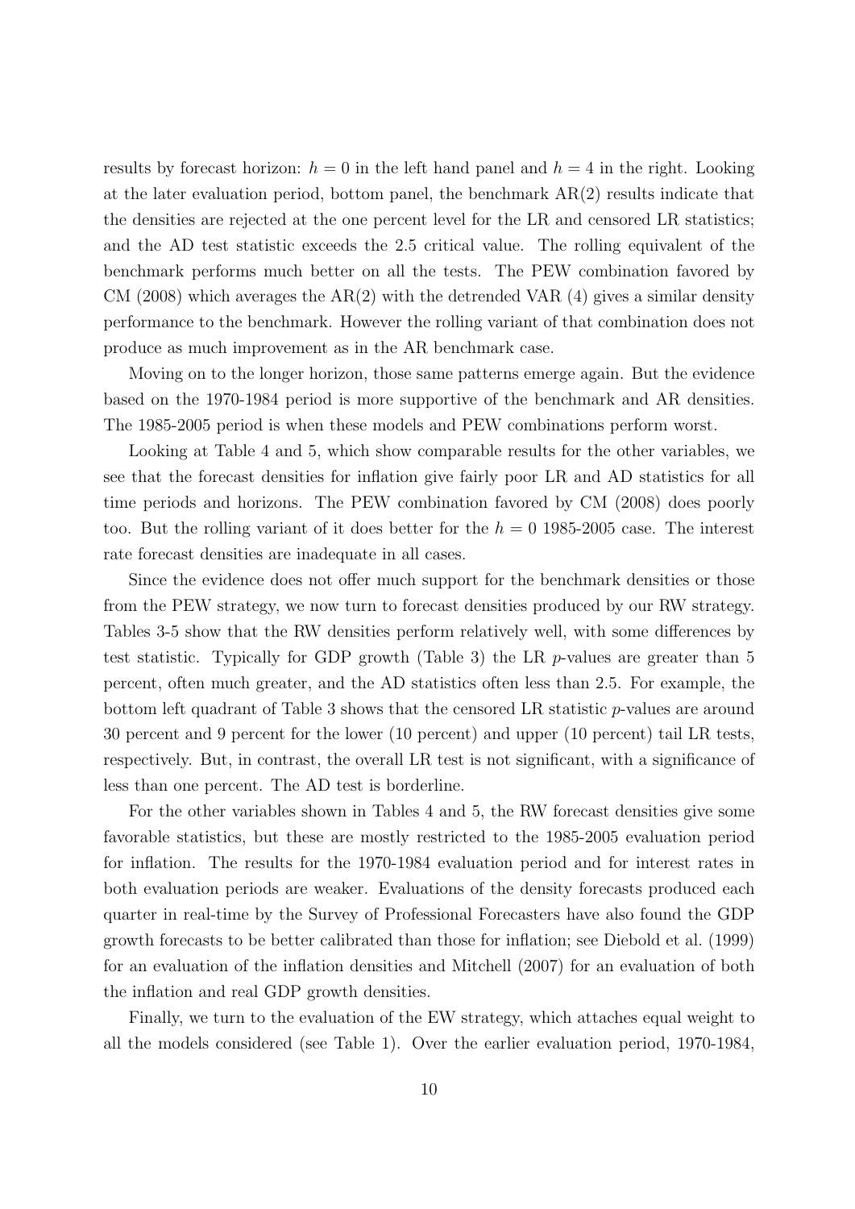results by forecast horizon: $h = 0$ in the left hand panel and $h = 4$ in the right. Looking at the later evaluation period, bottom panel, the benchmark AR(2) results indicate that the densities are rejected at the one percent level for the LR and censored LR statistics; and the AD test statistic exceeds the 2.5 critical value. The rolling equivalent of the benchmark performs much better on all the tests. The PEW combination favored by CM (2008) which averages the AR(2) with the detrended VAR (4) gives a similar density performance to the benchmark. However the rolling variant of that combination does not produce as much improvement as in the AR benchmark case.

Moving on to the longer horizon, those same patterns emerge again. But the evidence based on the 1970-1984 period is more supportive of the benchmark and AR densities. The 1985-2005 period is when these models and PEW combinations perform worst.

Looking at Table 4 and 5, which show comparable results for the other variables, we see that the forecast densities for inflation give fairly poor LR and AD statistics for all time periods and horizons. The PEW combination favored by CM (2008) does poorly too. But the rolling variant of it does better for the $h = 0$ 1985-2005 case. The interest rate forecast densities are inadequate in all cases.

Since the evidence does not offer much support for the benchmark densities or those from the PEW strategy, we now turn to forecast densities produced by our RW strategy. Tables 3-5 show that the RW densities perform relatively well, with some differences by test statistic. Typically for GDP growth (Table 3) the LR $p$-values are greater than 5 percent, often much greater, and the AD statistics often less than 2.5. For example, the bottom left quadrant of Table 3 shows that the censored LR statistic $p$-values are around 30 percent and 9 percent for the lower (10 percent) and upper (10 percent) tail LR tests, respectively. But, in contrast, the overall LR test is not significant, with a significance of less than one percent. The AD test is borderline.

For the other variables shown in Tables 4 and 5, the RW forecast densities give some favorable statistics, but these are mostly restricted to the 1985-2005 evaluation period for inflation. The results for the 1970-1984 evaluation period and for interest rates in both evaluation periods are weaker. Evaluations of the density forecasts produced each quarter in real-time by the Survey of Professional Forecasters have also found the GDP growth forecasts to be better calibrated than those for inflation; see Diebold et al. (1999) for an evaluation of the inflation densities and Mitchell (2007) for an evaluation of both the inflation and real GDP growth densities.

Finally, we turn to the evaluation of the EW strategy, which attaches equal weight to all the models considered (see Table 1). Over the earlier evaluation period, 1970-1984,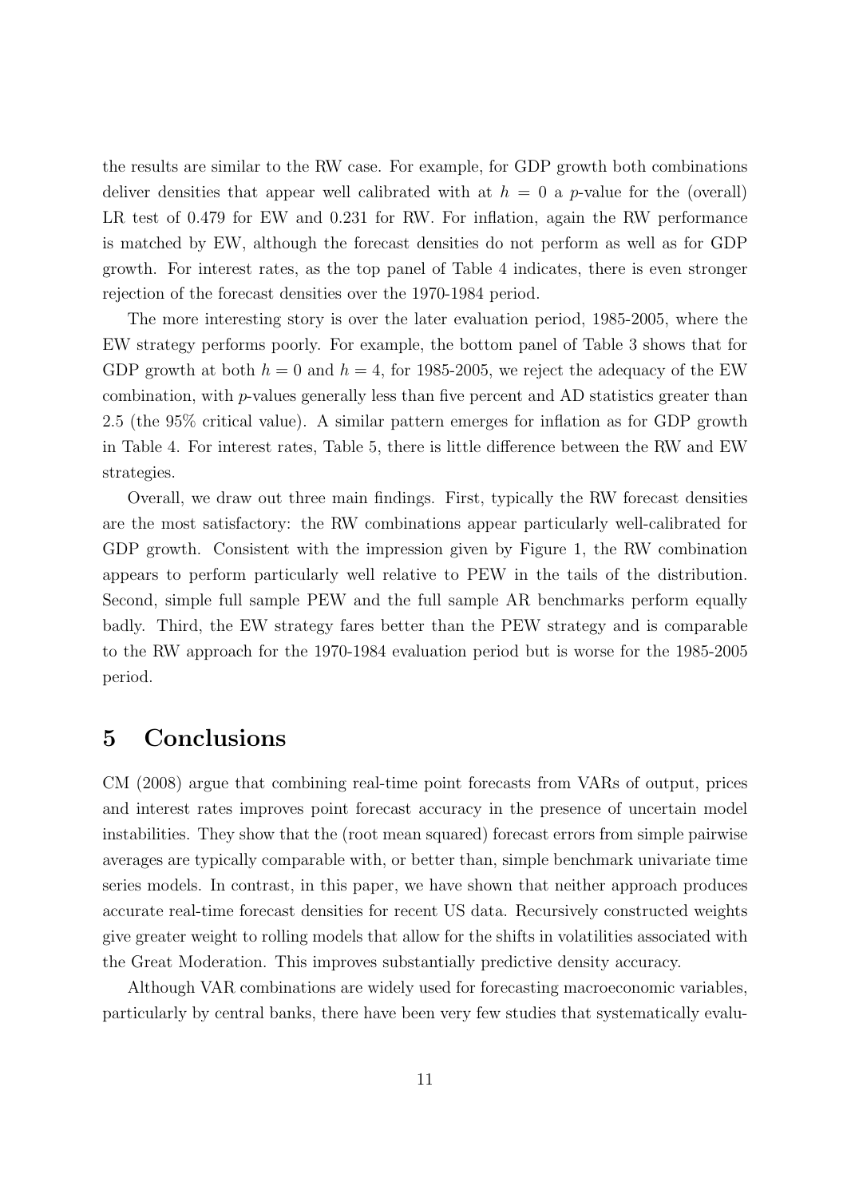the results are similar to the RW case. For example, for GDP growth both combinations deliver densities that appear well calibrated with at $h = 0$ a $p$-value for the (overall) LR test of 0.479 for EW and 0.231 for RW. For inflation, again the RW performance is matched by EW, although the forecast densities do not perform as well as for GDP growth. For interest rates, as the top panel of Table 4 indicates, there is even stronger rejection of the forecast densities over the 1970-1984 period.

The more interesting story is over the later evaluation period, 1985-2005, where the EW strategy performs poorly. For example, the bottom panel of Table 3 shows that for GDP growth at both $h = 0$ and $h = 4$, for 1985-2005, we reject the adequacy of the EW combination, with $p$-values generally less than five percent and AD statistics greater than 2.5 (the 95% critical value). A similar pattern emerges for inflation as for GDP growth in Table 4. For interest rates, Table 5, there is little difference between the RW and EW strategies.

Overall, we draw out three main findings. First, typically the RW forecast densities are the most satisfactory: the RW combinations appear particularly well-calibrated for GDP growth. Consistent with the impression given by Figure 1, the RW combination appears to perform particularly well relative to PEW in the tails of the distribution. Second, simple full sample PEW and the full sample AR benchmarks perform equally badly. Third, the EW strategy fares better than the PEW strategy and is comparable to the RW approach for the 1970-1984 evaluation period but is worse for the 1985-2005 period.

# 5 Conclusions

CM (2008) argue that combining real-time point forecasts from VARs of output, prices and interest rates improves point forecast accuracy in the presence of uncertain model instabilities. They show that the (root mean squared) forecast errors from simple pairwise averages are typically comparable with, or better than, simple benchmark univariate time series models. In contrast, in this paper, we have shown that neither approach produces accurate real-time forecast densities for recent US data. Recursively constructed weights give greater weight to rolling models that allow for the shifts in volatilities associated with the Great Moderation. This improves substantially predictive density accuracy.

Although VAR combinations are widely used for forecasting macroeconomic variables, particularly by central banks, there have been very few studies that systematically evalu-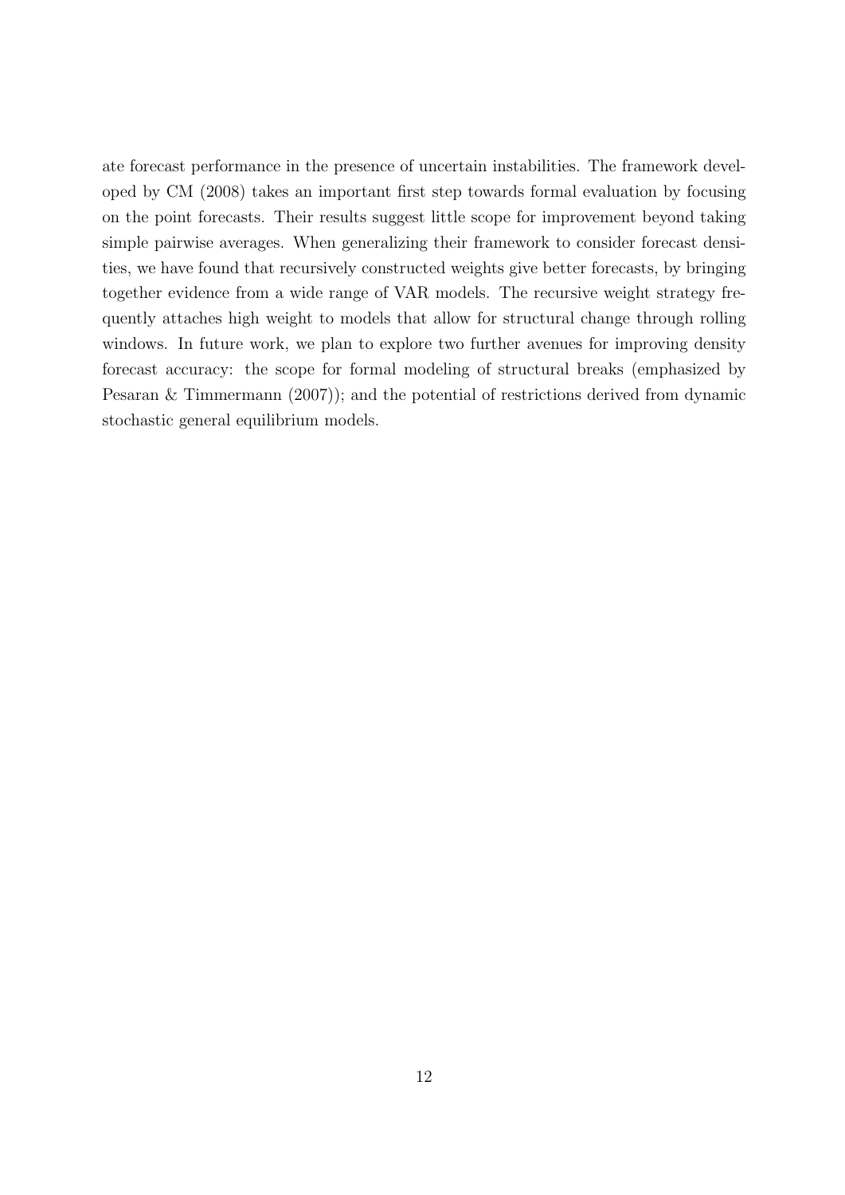ate forecast performance in the presence of uncertain instabilities. The framework developed by CM (2008) takes an important first step towards formal evaluation by focusing on the point forecasts. Their results suggest little scope for improvement beyond taking simple pairwise averages. When generalizing their framework to consider forecast densities, we have found that recursively constructed weights give better forecasts, by bringing together evidence from a wide range of VAR models. The recursive weight strategy frequently attaches high weight to models that allow for structural change through rolling windows. In future work, we plan to explore two further avenues for improving density forecast accuracy: the scope for formal modeling of structural breaks (emphasized by Pesaran & Timmermann (2007)); and the potential of restrictions derived from dynamic stochastic general equilibrium models.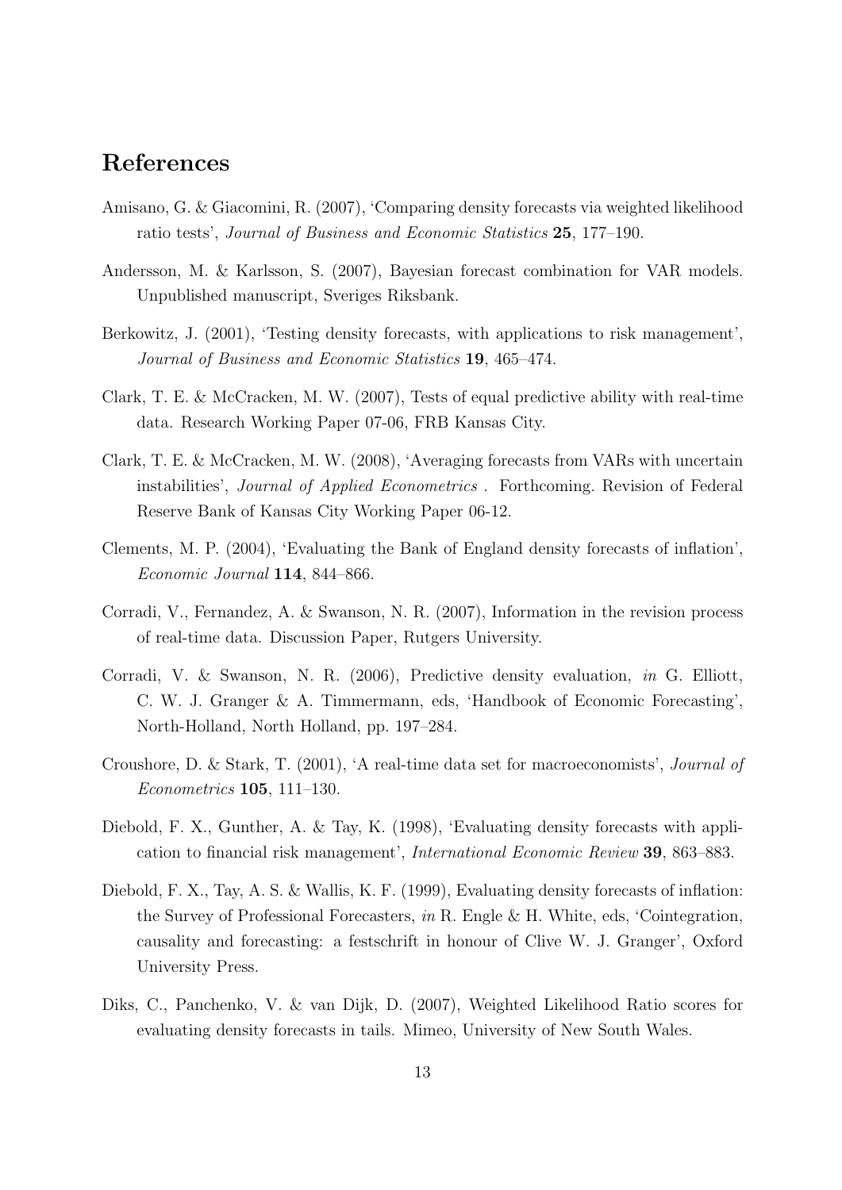# References

Amisano, G. & Giacomini, R. (2007), 'Comparing density forecasts via weighted likelihood ratio tests', *Journal of Business and Economic Statistics* **25**, 177–190.

Andersson, M. & Karlsson, S. (2007), Bayesian forecast combination for VAR models. Unpublished manuscript, Sveriges Riksbank.

Berkowitz, J. (2001), 'Testing density forecasts, with applications to risk management', *Journal of Business and Economic Statistics* **19**, 465–474.

Clark, T. E. & McCracken, M. W. (2007), Tests of equal predictive ability with real-time data. Research Working Paper 07-06, FRB Kansas City.

Clark, T. E. & McCracken, M. W. (2008), 'Averaging forecasts from VARs with uncertain instabilities', *Journal of Applied Econometrics* . Forthcoming. Revision of Federal Reserve Bank of Kansas City Working Paper 06-12.

Clements, M. P. (2004), 'Evaluating the Bank of England density forecasts of inflation', *Economic Journal* **114**, 844–866.

Corradi, V., Fernandez, A. & Swanson, N. R. (2007), Information in the revision process of real-time data. Discussion Paper, Rutgers University.

Corradi, V. & Swanson, N. R. (2006), Predictive density evaluation, *in* G. Elliott, C. W. J. Granger & A. Timmermann, eds, 'Handbook of Economic Forecasting', North-Holland, North Holland, pp. 197–284.

Croushore, D. & Stark, T. (2001), 'A real-time data set for macroeconomists', *Journal of Econometrics* **105**, 111–130.

Diebold, F. X., Gunther, A. & Tay, K. (1998), 'Evaluating density forecasts with application to financial risk management', *International Economic Review* **39**, 863–883.

Diebold, F. X., Tay, A. S. & Wallis, K. F. (1999), Evaluating density forecasts of inflation: the Survey of Professional Forecasters, *in* R. Engle & H. White, eds, 'Cointegration, causality and forecasting: a festschrift in honour of Clive W. J. Granger', Oxford University Press.

Diks, C., Panchenko, V. & van Dijk, D. (2007), Weighted Likelihood Ratio scores for evaluating density forecasts in tails. Mimeo, University of New South Wales.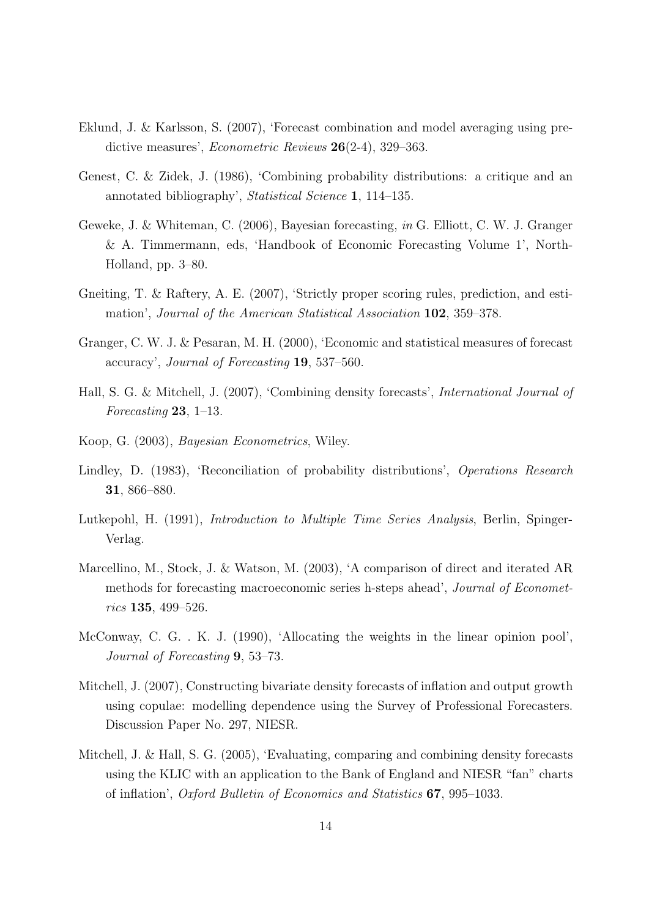Eklund, J. & Karlsson, S. (2007), 'Forecast combination and model averaging using predictive measures', *Econometric Reviews* **26**(2-4), 329–363.

Genest, C. & Zidek, J. (1986), 'Combining probability distributions: a critique and an annotated bibliography', *Statistical Science* **1**, 114–135.

Geweke, J. & Whiteman, C. (2006), Bayesian forecasting, *in* G. Elliott, C. W. J. Granger & A. Timmermann, eds, 'Handbook of Economic Forecasting Volume 1', North-Holland, pp. 3–80.

Gneiting, T. & Raftery, A. E. (2007), 'Strictly proper scoring rules, prediction, and estimation', *Journal of the American Statistical Association* **102**, 359–378.

Granger, C. W. J. & Pesaran, M. H. (2000), 'Economic and statistical measures of forecast accuracy', *Journal of Forecasting* **19**, 537–560.

Hall, S. G. & Mitchell, J. (2007), 'Combining density forecasts', *International Journal of Forecasting* **23**, 1–13.

Koop, G. (2003), *Bayesian Econometrics*, Wiley.

Lindley, D. (1983), 'Reconciliation of probability distributions', *Operations Research* **31**, 866–880.

Lutkepohl, H. (1991), *Introduction to Multiple Time Series Analysis*, Berlin, Spinger-Verlag.

Marcellino, M., Stock, J. & Watson, M. (2003), 'A comparison of direct and iterated AR methods for forecasting macroeconomic series h-steps ahead', *Journal of Econometrics* **135**, 499–526.

McConway, C. G. . K. J. (1990), 'Allocating the weights in the linear opinion pool', *Journal of Forecasting* **9**, 53–73.

Mitchell, J. (2007), Constructing bivariate density forecasts of inflation and output growth using copulae: modelling dependence using the Survey of Professional Forecasters. Discussion Paper No. 297, NIESR.

Mitchell, J. & Hall, S. G. (2005), 'Evaluating, comparing and combining density forecasts using the KLIC with an application to the Bank of England and NIESR "fan" charts of inflation', *Oxford Bulletin of Economics and Statistics* **67**, 995–1033.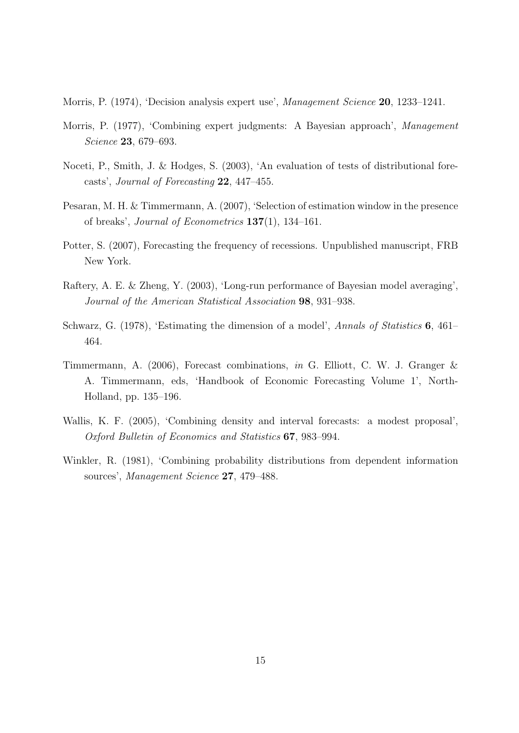Morris, P. (1974), 'Decision analysis expert use', *Management Science* **20**, 1233–1241.

Morris, P. (1977), 'Combining expert judgments: A Bayesian approach', *Management Science* **23**, 679–693.

Noceti, P., Smith, J. & Hodges, S. (2003), 'An evaluation of tests of distributional forecasts', *Journal of Forecasting* **22**, 447–455.

Pesaran, M. H. & Timmermann, A. (2007), 'Selection of estimation window in the presence of breaks', *Journal of Econometrics* **137**(1), 134–161.

Potter, S. (2007), Forecasting the frequency of recessions. Unpublished manuscript, FRB New York.

Raftery, A. E. & Zheng, Y. (2003), 'Long-run performance of Bayesian model averaging', *Journal of the American Statistical Association* **98**, 931–938.

Schwarz, G. (1978), 'Estimating the dimension of a model', *Annals of Statistics* **6**, 461–464.

Timmermann, A. (2006), Forecast combinations, *in* G. Elliott, C. W. J. Granger & A. Timmermann, eds, 'Handbook of Economic Forecasting Volume 1', North-Holland, pp. 135–196.

Wallis, K. F. (2005), 'Combining density and interval forecasts: a modest proposal', *Oxford Bulletin of Economics and Statistics* **67**, 983–994.

Winkler, R. (1981), 'Combining probability distributions from dependent information sources', *Management Science* **27**, 479–488.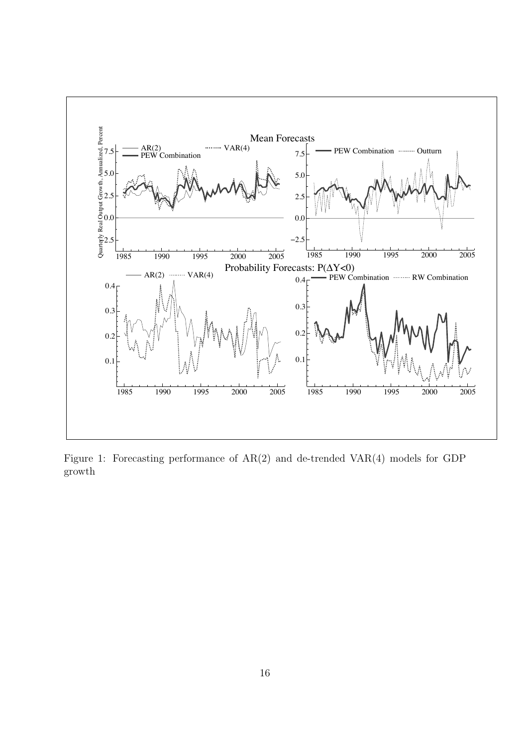Figure 1: Forecasting performance of AR(2) and de-trended VAR(4) models for GDP growth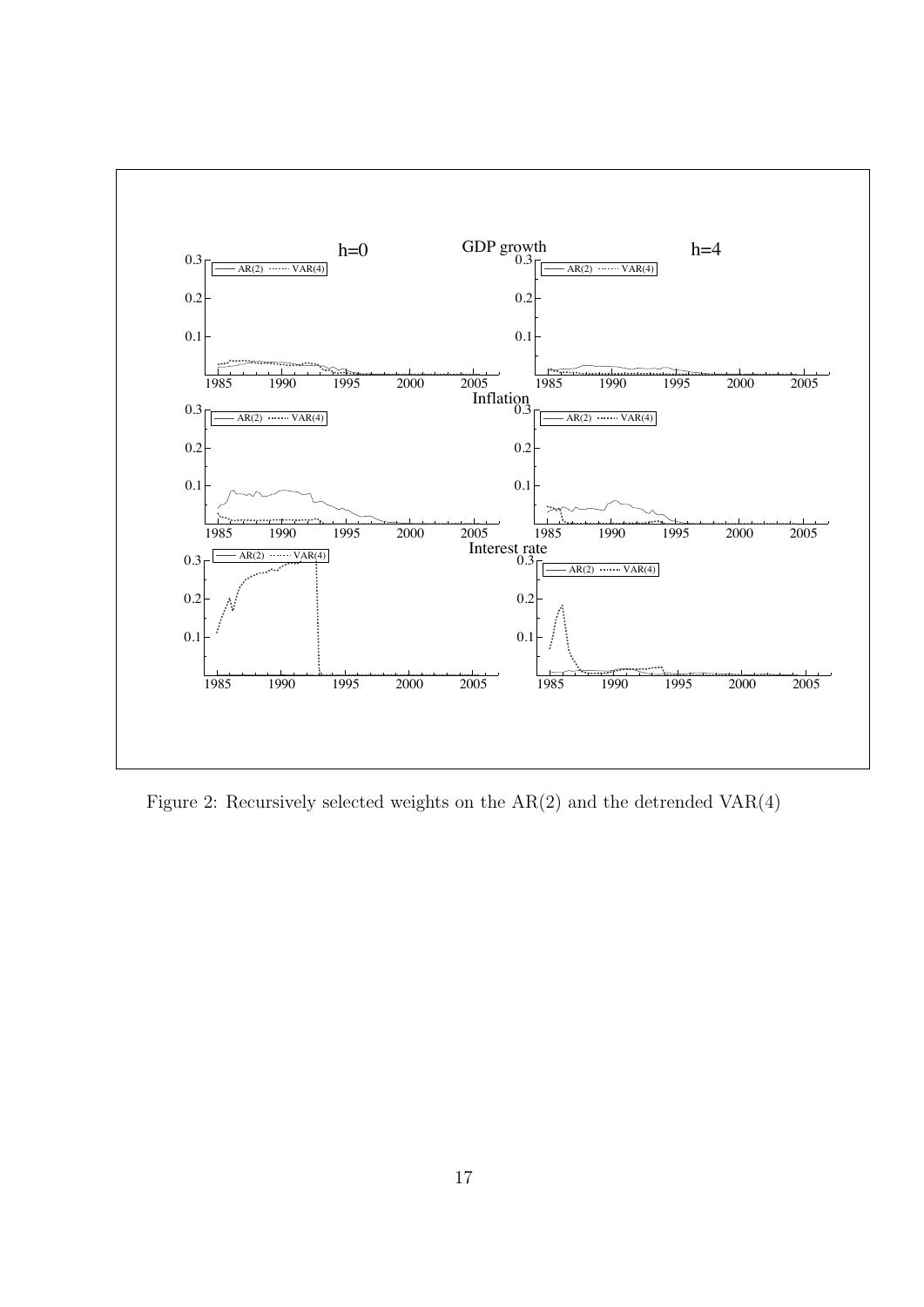Figure 2: Recursively selected weights on the AR(2) and the detrended VAR(4)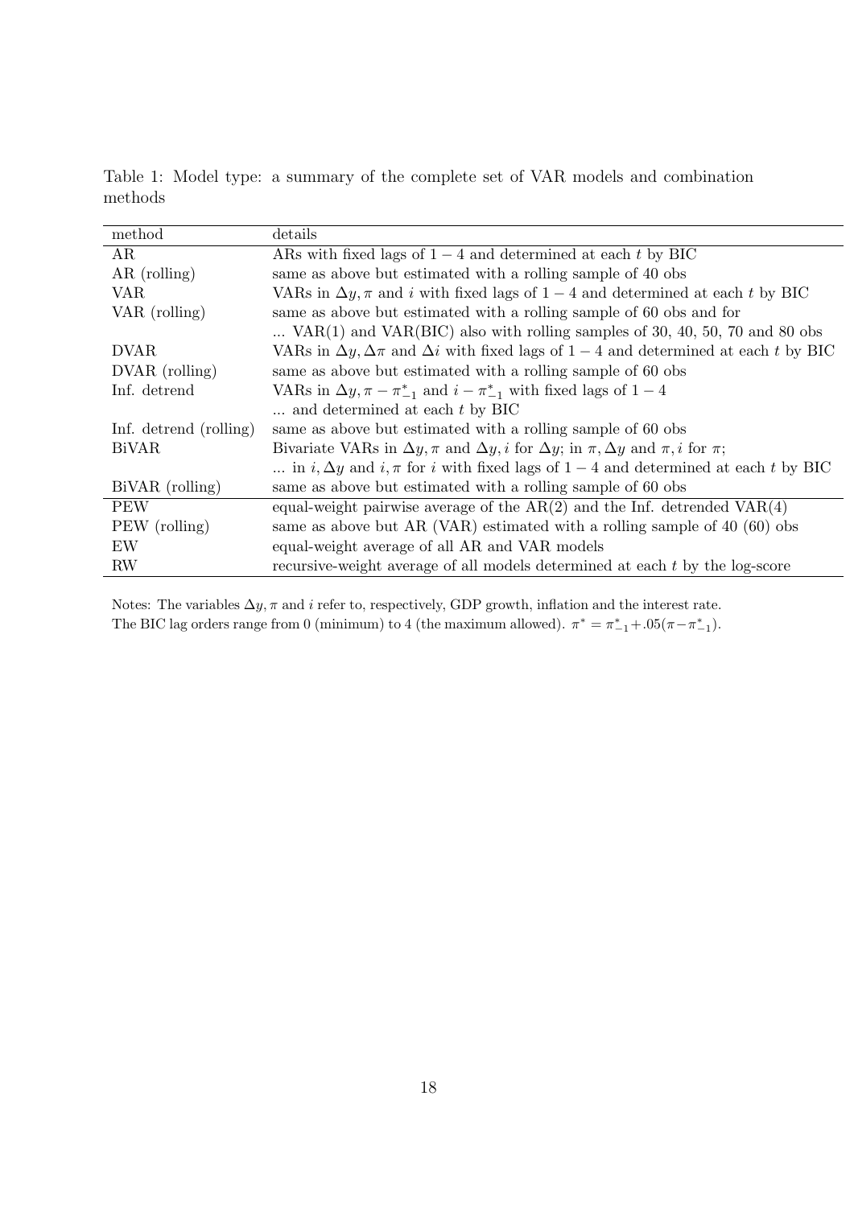Table 1: Model type: a summary of the complete set of VAR models and combination methods

| method | details |
|---|---|
| AR | ARs with fixed lags of $1-4$ and determined at each $t$ by BIC |
| AR (rolling) | same as above but estimated with a rolling sample of 40 obs |
| VAR | VARs in $\Delta y, \pi$ and $i$ with fixed lags of $1-4$ and determined at each $t$ by BIC |
| VAR (rolling) | same as above but estimated with a rolling sample of 60 obs and for |
| | ... VAR(1) and VAR(BIC) also with rolling samples of 30, 40, 50, 70 and 80 obs |
| DVAR | VARs in $\Delta y, \Delta\pi$ and $\Delta i$ with fixed lags of $1-4$ and determined at each $t$ by BIC |
| DVAR (rolling) | same as above but estimated with a rolling sample of 60 obs |
| Inf. detrend | VARs in $\Delta y, \pi - \pi^*_{-1}$ and $i - \pi^*_{-1}$ with fixed lags of $1-4$ |
| | ... and determined at each $t$ by BIC |
| Inf. detrend (rolling) | same as above but estimated with a rolling sample of 60 obs |
| BiVAR | Bivariate VARs in $\Delta y, \pi$ and $\Delta y, i$ for $\Delta y$; in $\pi, \Delta y$ and $\pi, i$ for $\pi$; |
| | ... in $i, \Delta y$ and $i, \pi$ for $i$ with fixed lags of $1-4$ and determined at each $t$ by BIC |
| BiVAR (rolling) | same as above but estimated with a rolling sample of 60 obs |
| PEW | equal-weight pairwise average of the AR(2) and the Inf. detrended VAR(4) |
| PEW (rolling) | same as above but AR (VAR) estimated with a rolling sample of 40 (60) obs |
| EW | equal-weight average of all AR and VAR models |
| RW | recursive-weight average of all models determined at each $t$ by the log-score |

Notes: The variables $\Delta y, \pi$ and $i$ refer to, respectively, GDP growth, inflation and the interest rate. The BIC lag orders range from 0 (minimum) to 4 (the maximum allowed). $\pi^* = \pi^*_{-1} + .05(\pi - \pi^*_{-1})$.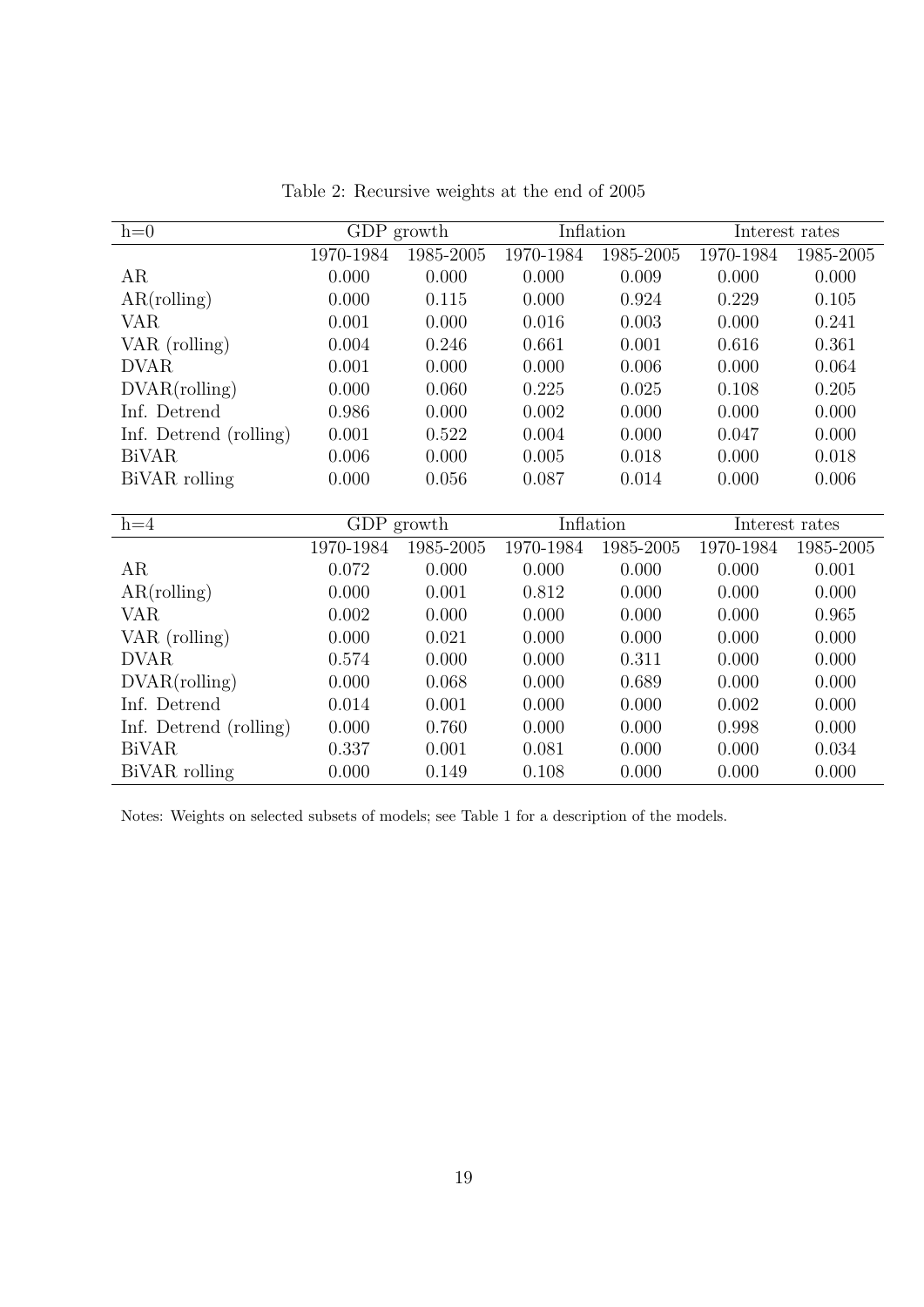Table 2: Recursive weights at the end of 2005

| h=0 | GDP growth | | Inflation | | Interest rates | |
|---|---|---|---|---|---|---|
| | 1970-1984 | 1985-2005 | 1970-1984 | 1985-2005 | 1970-1984 | 1985-2005 |
| AR | 0.000 | 0.000 | 0.000 | 0.009 | 0.000 | 0.000 |
| AR(rolling) | 0.000 | 0.115 | 0.000 | 0.924 | 0.229 | 0.105 |
| VAR | 0.001 | 0.000 | 0.016 | 0.003 | 0.000 | 0.241 |
| VAR (rolling) | 0.004 | 0.246 | 0.661 | 0.001 | 0.616 | 0.361 |
| DVAR | 0.001 | 0.000 | 0.000 | 0.006 | 0.000 | 0.064 |
| DVAR(rolling) | 0.000 | 0.060 | 0.225 | 0.025 | 0.108 | 0.205 |
| Inf. Detrend | 0.986 | 0.000 | 0.002 | 0.000 | 0.000 | 0.000 |
| Inf. Detrend (rolling) | 0.001 | 0.522 | 0.004 | 0.000 | 0.047 | 0.000 |
| BiVAR | 0.006 | 0.000 | 0.005 | 0.018 | 0.000 | 0.018 |
| BiVAR rolling | 0.000 | 0.056 | 0.087 | 0.014 | 0.000 | 0.006 |

| h=4 | GDP growth | | Inflation | | Interest rates | |
|---|---|---|---|---|---|---|
| | 1970-1984 | 1985-2005 | 1970-1984 | 1985-2005 | 1970-1984 | 1985-2005 |
| AR | 0.072 | 0.000 | 0.000 | 0.000 | 0.000 | 0.001 |
| AR(rolling) | 0.000 | 0.001 | 0.812 | 0.000 | 0.000 | 0.000 |
| VAR | 0.002 | 0.000 | 0.000 | 0.000 | 0.000 | 0.965 |
| VAR (rolling) | 0.000 | 0.021 | 0.000 | 0.000 | 0.000 | 0.000 |
| DVAR | 0.574 | 0.000 | 0.000 | 0.311 | 0.000 | 0.000 |
| DVAR(rolling) | 0.000 | 0.068 | 0.000 | 0.689 | 0.000 | 0.000 |
| Inf. Detrend | 0.014 | 0.001 | 0.000 | 0.000 | 0.002 | 0.000 |
| Inf. Detrend (rolling) | 0.000 | 0.760 | 0.000 | 0.000 | 0.998 | 0.000 |
| BiVAR | 0.337 | 0.001 | 0.081 | 0.000 | 0.000 | 0.034 |
| BiVAR rolling | 0.000 | 0.149 | 0.108 | 0.000 | 0.000 | 0.000 |

Notes: Weights on selected subsets of models; see Table 1 for a description of the models.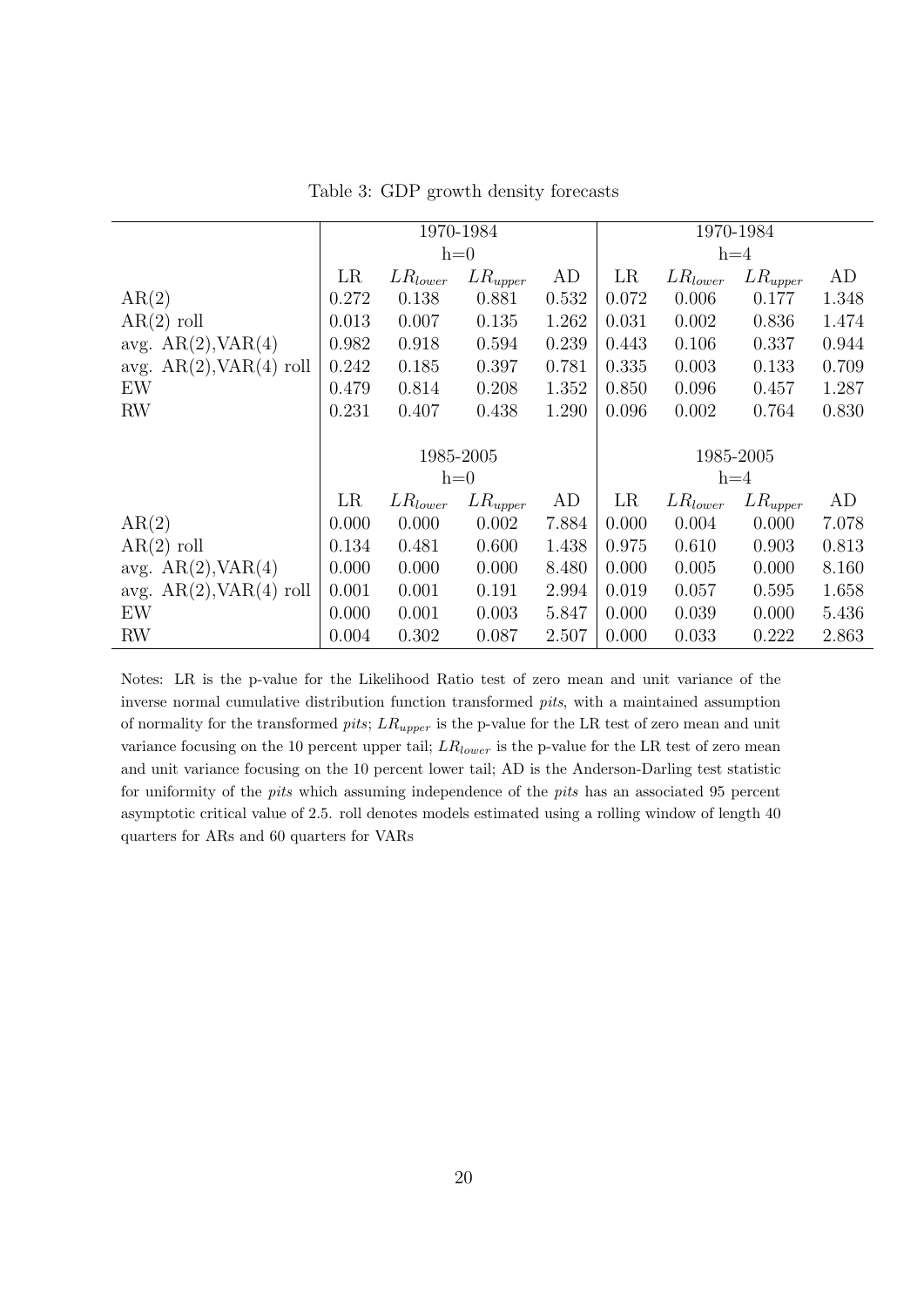Table 3: GDP growth density forecasts

| | 1970-1984 | | | | 1970-1984 | | | |
|---|---|---|---|---|---|---|---|---|
| | h=0 | | | | h=4 | | | |
| | LR | $LR_{lower}$ | $LR_{upper}$ | AD | LR | $LR_{lower}$ | $LR_{upper}$ | AD |
| AR(2) | 0.272 | 0.138 | 0.881 | 0.532 | 0.072 | 0.006 | 0.177 | 1.348 |
| AR(2) roll | 0.013 | 0.007 | 0.135 | 1.262 | 0.031 | 0.002 | 0.836 | 1.474 |
| avg. AR(2),VAR(4) | 0.982 | 0.918 | 0.594 | 0.239 | 0.443 | 0.106 | 0.337 | 0.944 |
| avg. AR(2),VAR(4) roll | 0.242 | 0.185 | 0.397 | 0.781 | 0.335 | 0.003 | 0.133 | 0.709 |
| EW | 0.479 | 0.814 | 0.208 | 1.352 | 0.850 | 0.096 | 0.457 | 1.287 |
| RW | 0.231 | 0.407 | 0.438 | 1.290 | 0.096 | 0.002 | 0.764 | 0.830 |
| | 1985-2005 | | | | 1985-2005 | | | |
| | h=0 | | | | h=4 | | | |
| | LR | $LR_{lower}$ | $LR_{upper}$ | AD | LR | $LR_{lower}$ | $LR_{upper}$ | AD |
| AR(2) | 0.000 | 0.000 | 0.002 | 7.884 | 0.000 | 0.004 | 0.000 | 7.078 |
| AR(2) roll | 0.134 | 0.481 | 0.600 | 1.438 | 0.975 | 0.610 | 0.903 | 0.813 |
| avg. AR(2),VAR(4) | 0.000 | 0.000 | 0.000 | 8.480 | 0.000 | 0.005 | 0.000 | 8.160 |
| avg. AR(2),VAR(4) roll | 0.001 | 0.001 | 0.191 | 2.994 | 0.019 | 0.057 | 0.595 | 1.658 |
| EW | 0.000 | 0.001 | 0.003 | 5.847 | 0.000 | 0.039 | 0.000 | 5.436 |
| RW | 0.004 | 0.302 | 0.087 | 2.507 | 0.000 | 0.033 | 0.222 | 2.863 |

Notes: LR is the p-value for the Likelihood Ratio test of zero mean and unit variance of the inverse normal cumulative distribution function transformed *pits*, with a maintained assumption of normality for the transformed *pits*; $LR_{upper}$ is the p-value for the LR test of zero mean and unit variance focusing on the 10 percent upper tail; $LR_{lower}$ is the p-value for the LR test of zero mean and unit variance focusing on the 10 percent lower tail; AD is the Anderson-Darling test statistic for uniformity of the *pits* which assuming independence of the *pits* has an associated 95 percent asymptotic critical value of 2.5. roll denotes models estimated using a rolling window of length 40 quarters for ARs and 60 quarters for VARs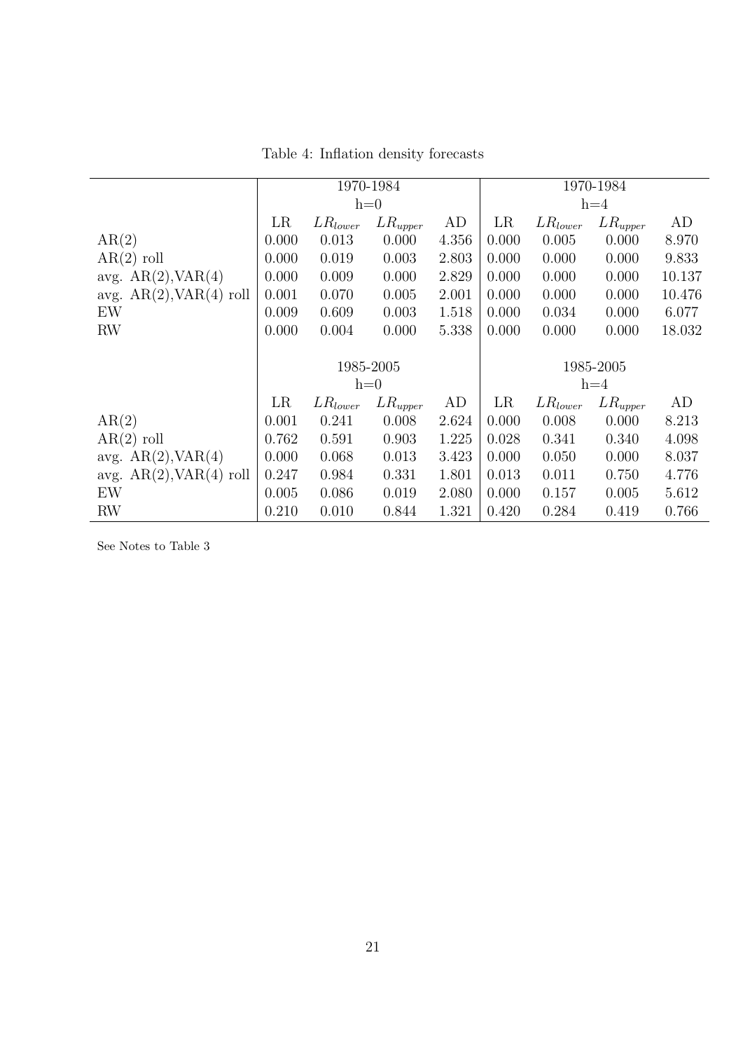Table 4: Inflation density forecasts

| | 1970-1984 | | | | 1970-1984 | | | |
|---|---|---|---|---|---|---|---|---|
| | h=0 | | | | h=4 | | | |
| | LR | $LR_{lower}$ | $LR_{upper}$ | AD | LR | $LR_{lower}$ | $LR_{upper}$ | AD |
| AR(2) | 0.000 | 0.013 | 0.000 | 4.356 | 0.000 | 0.005 | 0.000 | 8.970 |
| AR(2) roll | 0.000 | 0.019 | 0.003 | 2.803 | 0.000 | 0.000 | 0.000 | 9.833 |
| avg. AR(2),VAR(4) | 0.000 | 0.009 | 0.000 | 2.829 | 0.000 | 0.000 | 0.000 | 10.137 |
| avg. AR(2),VAR(4) roll | 0.001 | 0.070 | 0.005 | 2.001 | 0.000 | 0.000 | 0.000 | 10.476 |
| EW | 0.009 | 0.609 | 0.003 | 1.518 | 0.000 | 0.034 | 0.000 | 6.077 |
| RW | 0.000 | 0.004 | 0.000 | 5.338 | 0.000 | 0.000 | 0.000 | 18.032 |
| | 1985-2005 | | | | 1985-2005 | | | |
| | h=0 | | | | h=4 | | | |
| | LR | $LR_{lower}$ | $LR_{upper}$ | AD | LR | $LR_{lower}$ | $LR_{upper}$ | AD |
| AR(2) | 0.001 | 0.241 | 0.008 | 2.624 | 0.000 | 0.008 | 0.000 | 8.213 |
| AR(2) roll | 0.762 | 0.591 | 0.903 | 1.225 | 0.028 | 0.341 | 0.340 | 4.098 |
| avg. AR(2),VAR(4) | 0.000 | 0.068 | 0.013 | 3.423 | 0.000 | 0.050 | 0.000 | 8.037 |
| avg. AR(2),VAR(4) roll | 0.247 | 0.984 | 0.331 | 1.801 | 0.013 | 0.011 | 0.750 | 4.776 |
| EW | 0.005 | 0.086 | 0.019 | 2.080 | 0.000 | 0.157 | 0.005 | 5.612 |
| RW | 0.210 | 0.010 | 0.844 | 1.321 | 0.420 | 0.284 | 0.419 | 0.766 |

See Notes to Table 3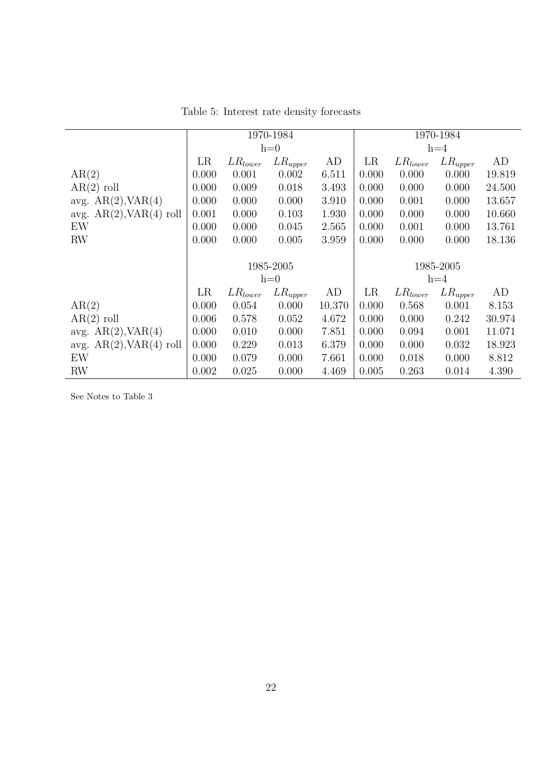Table 5: Interest rate density forecasts

| | 1970-1984 | | | | 1970-1984 | | | |
|---|---|---|---|---|---|---|---|---|
| | h=0 | | | | h=4 | | | |
| | LR | $LR_{lower}$ | $LR_{upper}$ | AD | LR | $LR_{lower}$ | $LR_{upper}$ | AD |
| AR(2) | 0.000 | 0.001 | 0.002 | 6.511 | 0.000 | 0.000 | 0.000 | 19.819 |
| AR(2) roll | 0.000 | 0.009 | 0.018 | 3.493 | 0.000 | 0.000 | 0.000 | 24.500 |
| avg. AR(2),VAR(4) | 0.000 | 0.000 | 0.000 | 3.910 | 0.000 | 0.001 | 0.000 | 13.657 |
| avg. AR(2),VAR(4) roll | 0.001 | 0.000 | 0.103 | 1.930 | 0.000 | 0.000 | 0.000 | 10.660 |
| EW | 0.000 | 0.000 | 0.045 | 2.565 | 0.000 | 0.001 | 0.000 | 13.761 |
| RW | 0.000 | 0.000 | 0.005 | 3.959 | 0.000 | 0.000 | 0.000 | 18.136 |
| | 1985-2005 | | | | 1985-2005 | | | |
| | h=0 | | | | h=4 | | | |
| | LR | $LR_{lower}$ | $LR_{upper}$ | AD | LR | $LR_{lower}$ | $LR_{upper}$ | AD |
| AR(2) | 0.000 | 0.054 | 0.000 | 10.370 | 0.000 | 0.568 | 0.001 | 8.153 |
| AR(2) roll | 0.006 | 0.578 | 0.052 | 4.672 | 0.000 | 0.000 | 0.242 | 30.974 |
| avg. AR(2),VAR(4) | 0.000 | 0.010 | 0.000 | 7.851 | 0.000 | 0.094 | 0.001 | 11.071 |
| avg. AR(2),VAR(4) roll | 0.000 | 0.229 | 0.013 | 6.379 | 0.000 | 0.000 | 0.032 | 18.923 |
| EW | 0.000 | 0.079 | 0.000 | 7.661 | 0.000 | 0.018 | 0.000 | 8.812 |
| RW | 0.002 | 0.025 | 0.000 | 4.469 | 0.005 | 0.263 | 0.014 | 4.390 |

See Notes to Table 3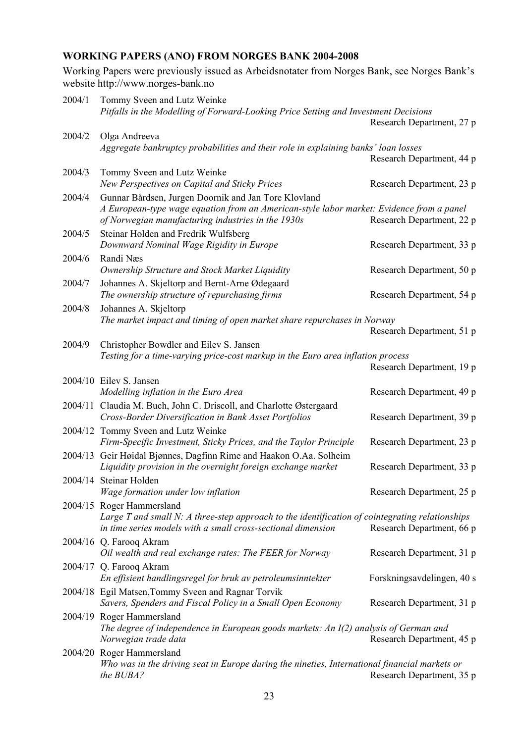**WORKING PAPERS (ANO) FROM NORGES BANK 2004-2008**

Working Papers were previously issued as Arbeidsnotater from Norges Bank, see Norges Bank's website http://www.norges-bank.no

2004/1 Tommy Sveen and Lutz Weinke
*Pitfalls in the Modelling of Forward-Looking Price Setting and Investment Decisions*
Research Department, 27 p

2004/2 Olga Andreeva
*Aggregate bankruptcy probabilities and their role in explaining banks' loan losses*
Research Department, 44 p

2004/3 Tommy Sveen and Lutz Weinke
*New Perspectives on Capital and Sticky Prices* Research Department, 23 p

2004/4 Gunnar Bårdsen, Jurgen Doornik and Jan Tore Klovland
*A European-type wage equation from an American-style labor market: Evidence from a panel of Norwegian manufacturing industries in the 1930s* Research Department, 22 p

2004/5 Steinar Holden and Fredrik Wulfsberg
*Downward Nominal Wage Rigidity in Europe* Research Department, 33 p

2004/6 Randi Næs
*Ownership Structure and Stock Market Liquidity* Research Department, 50 p

2004/7 Johannes A. Skjeltorp and Bernt-Arne Ødegaard
*The ownership structure of repurchasing firms* Research Department, 54 p

2004/8 Johannes A. Skjeltorp
*The market impact and timing of open market share repurchases in Norway*
Research Department, 51 p

2004/9 Christopher Bowdler and Eilev S. Jansen
*Testing for a time-varying price-cost markup in the Euro area inflation process*
Research Department, 19 p

2004/10 Eilev S. Jansen
*Modelling inflation in the Euro Area* Research Department, 49 p

2004/11 Claudia M. Buch, John C. Driscoll, and Charlotte Østergaard
*Cross-Border Diversification in Bank Asset Portfolios* Research Department, 39 p

2004/12 Tommy Sveen and Lutz Weinke
*Firm-Specific Investment, Sticky Prices, and the Taylor Principle* Research Department, 23 p

2004/13 Geir Høidal Bjønnes, Dagfinn Rime and Haakon O.Aa. Solheim
*Liquidity provision in the overnight foreign exchange market* Research Department, 33 p

2004/14 Steinar Holden
*Wage formation under low inflation* Research Department, 25 p

2004/15 Roger Hammersland
*Large T and small N: A three-step approach to the identification of cointegrating relationships in time series models with a small cross-sectional dimension* Research Department, 66 p

2004/16 Q. Farooq Akram
*Oil wealth and real exchange rates: The FEER for Norway* Research Department, 31 p

2004/17 Q. Farooq Akram
*En effisient handlingsregel for bruk av petroleumsinntekter* Forskningsavdelingen, 40 s

2004/18 Egil Matsen,Tommy Sveen and Ragnar Torvik
*Savers, Spenders and Fiscal Policy in a Small Open Economy* Research Department, 31 p

2004/19 Roger Hammersland
*The degree of independence in European goods markets: An I(2) analysis of German and Norwegian trade data* Research Department, 45 p

2004/20 Roger Hammersland
*Who was in the driving seat in Europe during the nineties, International financial markets or the BUBA?* Research Department, 35 p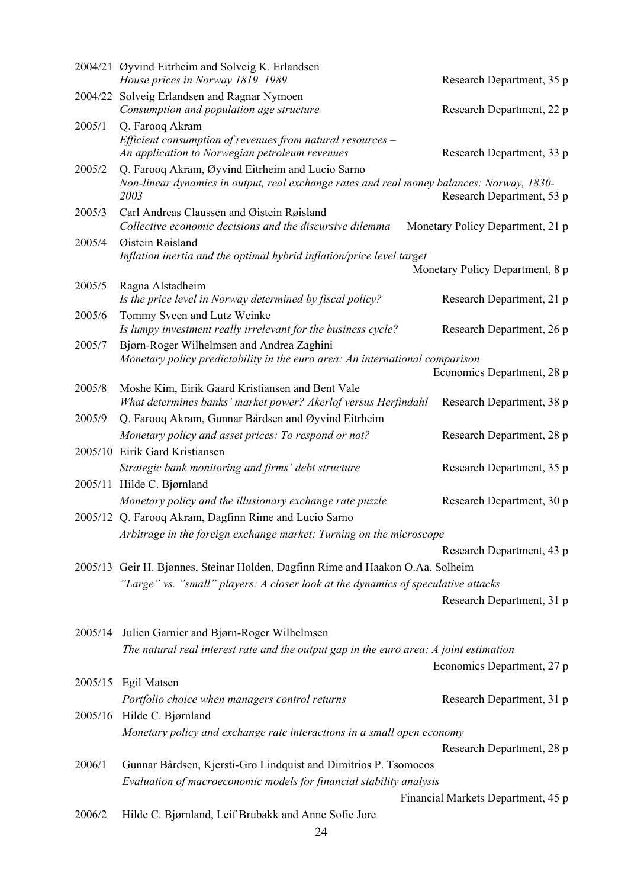| | | |
|---|---|---|
| 2004/21 | Øyvind Eitrheim and Solveig K. Erlandsen<br>*House prices in Norway 1819–1989* | Research Department, 35 p |
| 2004/22 | Solveig Erlandsen and Ragnar Nymoen<br>*Consumption and population age structure* | Research Department, 22 p |
| 2005/1 | Q. Farooq Akram<br>*Efficient consumption of revenues from natural resources – An application to Norwegian petroleum revenues* | Research Department, 33 p |
| 2005/2 | Q. Farooq Akram, Øyvind Eitrheim and Lucio Sarno<br>*Non-linear dynamics in output, real exchange rates and real money balances: Norway, 1830-2003* | Research Department, 53 p |
| 2005/3 | Carl Andreas Claussen and Øistein Røisland<br>*Collective economic decisions and the discursive dilemma* | Monetary Policy Department, 21 p |
| 2005/4 | Øistein Røisland<br>*Inflation inertia and the optimal hybrid inflation/price level target* | Monetary Policy Department, 8 p |
| 2005/5 | Ragna Alstadheim<br>*Is the price level in Norway determined by fiscal policy?* | Research Department, 21 p |
| 2005/6 | Tommy Sveen and Lutz Weinke<br>*Is lumpy investment really irrelevant for the business cycle?* | Research Department, 26 p |
| 2005/7 | Bjørn-Roger Wilhelmsen and Andrea Zaghini<br>*Monetary policy predictability in the euro area: An international comparison* | Economics Department, 28 p |
| 2005/8 | Moshe Kim, Eirik Gaard Kristiansen and Bent Vale<br>*What determines banks' market power? Akerlof versus Herfindahl* | Research Department, 38 p |
| 2005/9 | Q. Farooq Akram, Gunnar Bårdsen and Øyvind Eitrheim<br>*Monetary policy and asset prices: To respond or not?* | Research Department, 28 p |
| 2005/10 | Eirik Gard Kristiansen<br>*Strategic bank monitoring and firms' debt structure* | Research Department, 35 p |
| 2005/11 | Hilde C. Bjørnland<br>*Monetary policy and the illusionary exchange rate puzzle* | Research Department, 30 p |
| 2005/12 | Q. Farooq Akram, Dagfinn Rime and Lucio Sarno<br>*Arbitrage in the foreign exchange market: Turning on the microscope* | Research Department, 43 p |
| 2005/13 | Geir H. Bjønnes, Steinar Holden, Dagfinn Rime and Haakon O.Aa. Solheim<br>*"Large" vs. "small" players: A closer look at the dynamics of speculative attacks* | Research Department, 31 p |
| 2005/14 | Julien Garnier and Bjørn-Roger Wilhelmsen<br>*The natural real interest rate and the output gap in the euro area: A joint estimation* | Economics Department, 27 p |
| 2005/15 | Egil Matsen<br>*Portfolio choice when managers control returns* | Research Department, 31 p |
| 2005/16 | Hilde C. Bjørnland<br>*Monetary policy and exchange rate interactions in a small open economy* | Research Department, 28 p |
| 2006/1 | Gunnar Bårdsen, Kjersti-Gro Lindquist and Dimitrios P. Tsomocos<br>*Evaluation of macroeconomic models for financial stability analysis* | Financial Markets Department, 45 p |
| 2006/2 | Hilde C. Bjørnland, Leif Brubakk and Anne Sofie Jore | |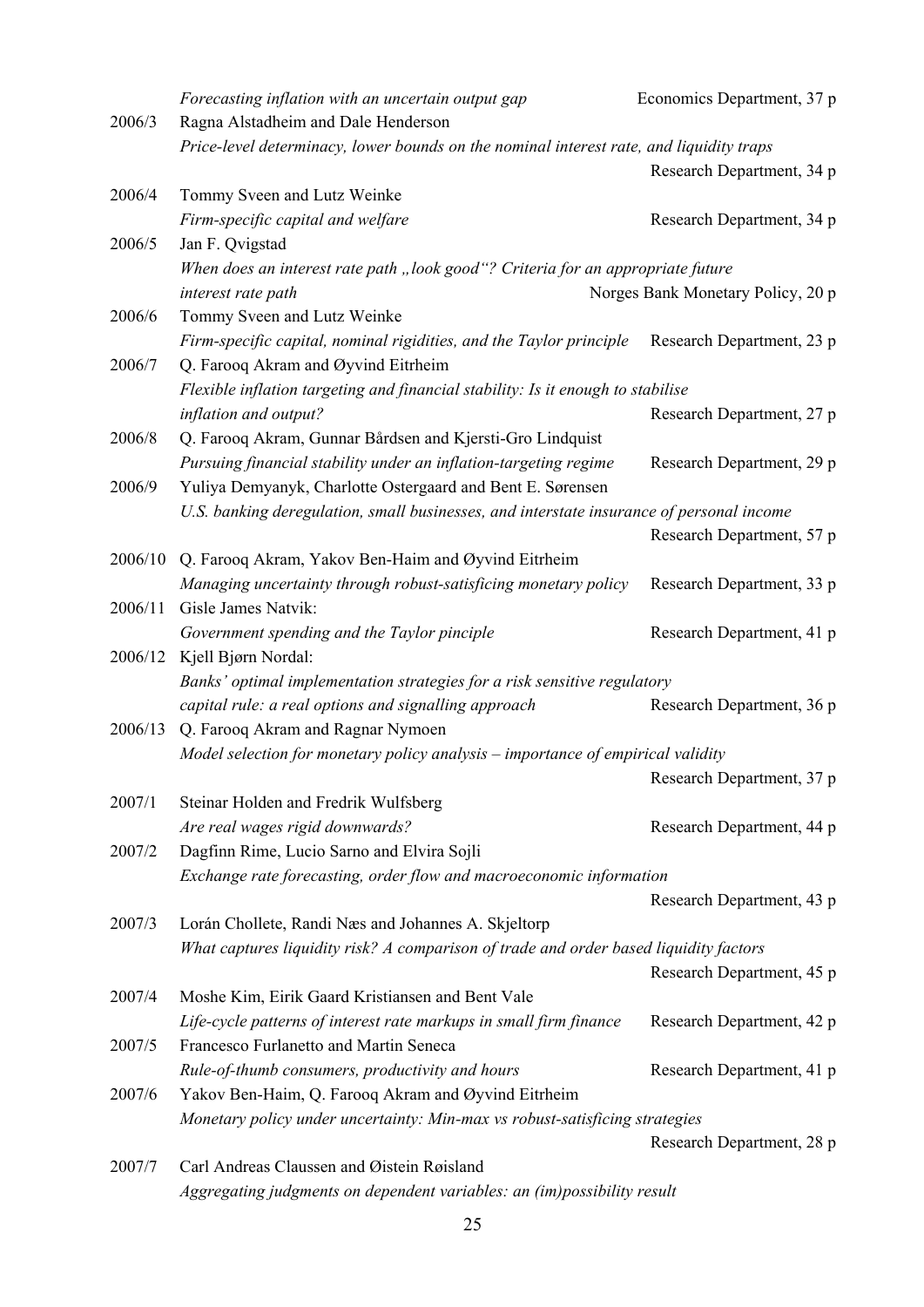*Forecasting inflation with an uncertain output gap* Economics Department, 37 p

2006/3 Ragna Alstadheim and Dale Henderson
*Price-level determinacy, lower bounds on the nominal interest rate, and liquidity traps* Research Department, 34 p

2006/4 Tommy Sveen and Lutz Weinke
*Firm-specific capital and welfare* Research Department, 34 p

2006/5 Jan F. Qvigstad
*When does an interest rate path „look good"? Criteria for an appropriate future interest rate path* Norges Bank Monetary Policy, 20 p

2006/6 Tommy Sveen and Lutz Weinke
*Firm-specific capital, nominal rigidities, and the Taylor principle* Research Department, 23 p

2006/7 Q. Farooq Akram and Øyvind Eitrheim
*Flexible inflation targeting and financial stability: Is it enough to stabilise inflation and output?* Research Department, 27 p

2006/8 Q. Farooq Akram, Gunnar Bårdsen and Kjersti-Gro Lindquist
*Pursuing financial stability under an inflation-targeting regime* Research Department, 29 p

2006/9 Yuliya Demyanyk, Charlotte Ostergaard and Bent E. Sørensen
*U.S. banking deregulation, small businesses, and interstate insurance of personal income* Research Department, 57 p

2006/10 Q. Farooq Akram, Yakov Ben-Haim and Øyvind Eitrheim
*Managing uncertainty through robust-satisficing monetary policy* Research Department, 33 p

2006/11 Gisle James Natvik:
*Government spending and the Taylor pinciple* Research Department, 41 p

2006/12 Kjell Bjørn Nordal:
*Banks' optimal implementation strategies for a risk sensitive regulatory capital rule: a real options and signalling approach* Research Department, 36 p

2006/13 Q. Farooq Akram and Ragnar Nymoen
*Model selection for monetary policy analysis – importance of empirical validity* Research Department, 37 p

2007/1 Steinar Holden and Fredrik Wulfsberg
*Are real wages rigid downwards?* Research Department, 44 p

2007/2 Dagfinn Rime, Lucio Sarno and Elvira Sojli
*Exchange rate forecasting, order flow and macroeconomic information* Research Department, 43 p

2007/3 Lorán Chollete, Randi Næs and Johannes A. Skjeltorp
*What captures liquidity risk? A comparison of trade and order based liquidity factors* Research Department, 45 p

2007/4 Moshe Kim, Eirik Gaard Kristiansen and Bent Vale
*Life-cycle patterns of interest rate markups in small firm finance* Research Department, 42 p

2007/5 Francesco Furlanetto and Martin Seneca
*Rule-of-thumb consumers, productivity and hours* Research Department, 41 p

2007/6 Yakov Ben-Haim, Q. Farooq Akram and Øyvind Eitrheim
*Monetary policy under uncertainty: Min-max vs robust-satisficing strategies* Research Department, 28 p

2007/7 Carl Andreas Claussen and Øistein Røisland
*Aggregating judgments on dependent variables: an (im)possibility result*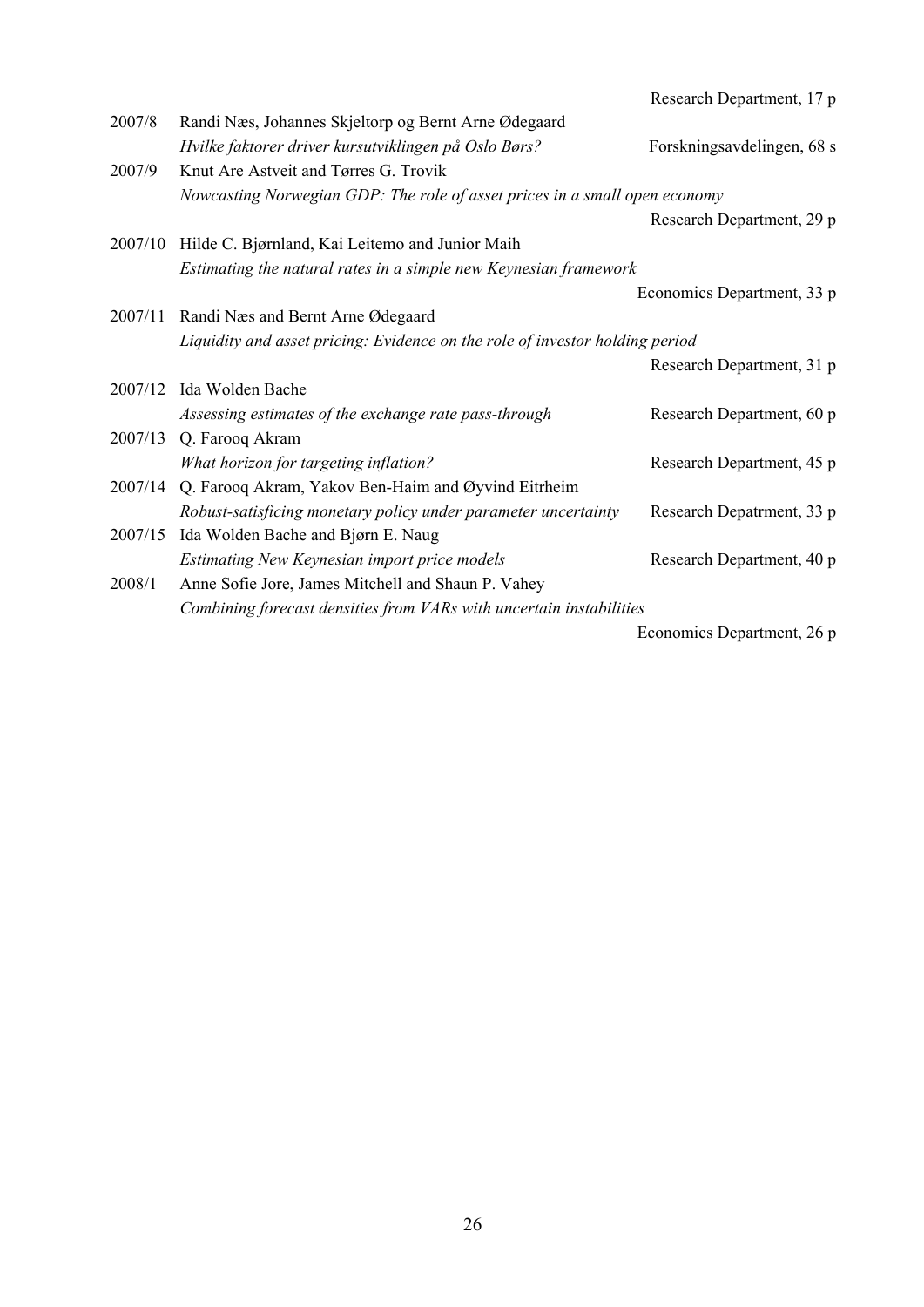Research Department, 17 p

| | | |
|---|---|---|
| 2007/8 | Randi Næs, Johannes Skjeltorp og Bernt Arne Ødegaard | |
| | *Hvilke faktorer driver kursutviklingen på Oslo Børs?* | Forskningsavdelingen, 68 s |
| 2007/9 | Knut Are Astveit and Tørres G. Trovik | |
| | *Nowcasting Norwegian GDP: The role of asset prices in a small open economy* | |
| | | Research Department, 29 p |
| 2007/10 | Hilde C. Bjørnland, Kai Leitemo and Junior Maih | |
| | *Estimating the natural rates in a simple new Keynesian framework* | |
| | | Economics Department, 33 p |
| 2007/11 | Randi Næs and Bernt Arne Ødegaard | |
| | *Liquidity and asset pricing: Evidence on the role of investor holding period* | |
| | | Research Department, 31 p |
| 2007/12 | Ida Wolden Bache | |
| | *Assessing estimates of the exchange rate pass-through* | Research Department, 60 p |
| 2007/13 | Q. Farooq Akram | |
| | *What horizon for targeting inflation?* | Research Department, 45 p |
| 2007/14 | Q. Farooq Akram, Yakov Ben-Haim and Øyvind Eitrheim | |
| | *Robust-satisficing monetary policy under parameter uncertainty* | Research Depatrment, 33 p |
| 2007/15 | Ida Wolden Bache and Bjørn E. Naug | |
| | *Estimating New Keynesian import price models* | Research Department, 40 p |
| 2008/1 | Anne Sofie Jore, James Mitchell and Shaun P. Vahey | |
| | *Combining forecast densities from VARs with uncertain instabilities* | |
| | | Economics Department, 26 p |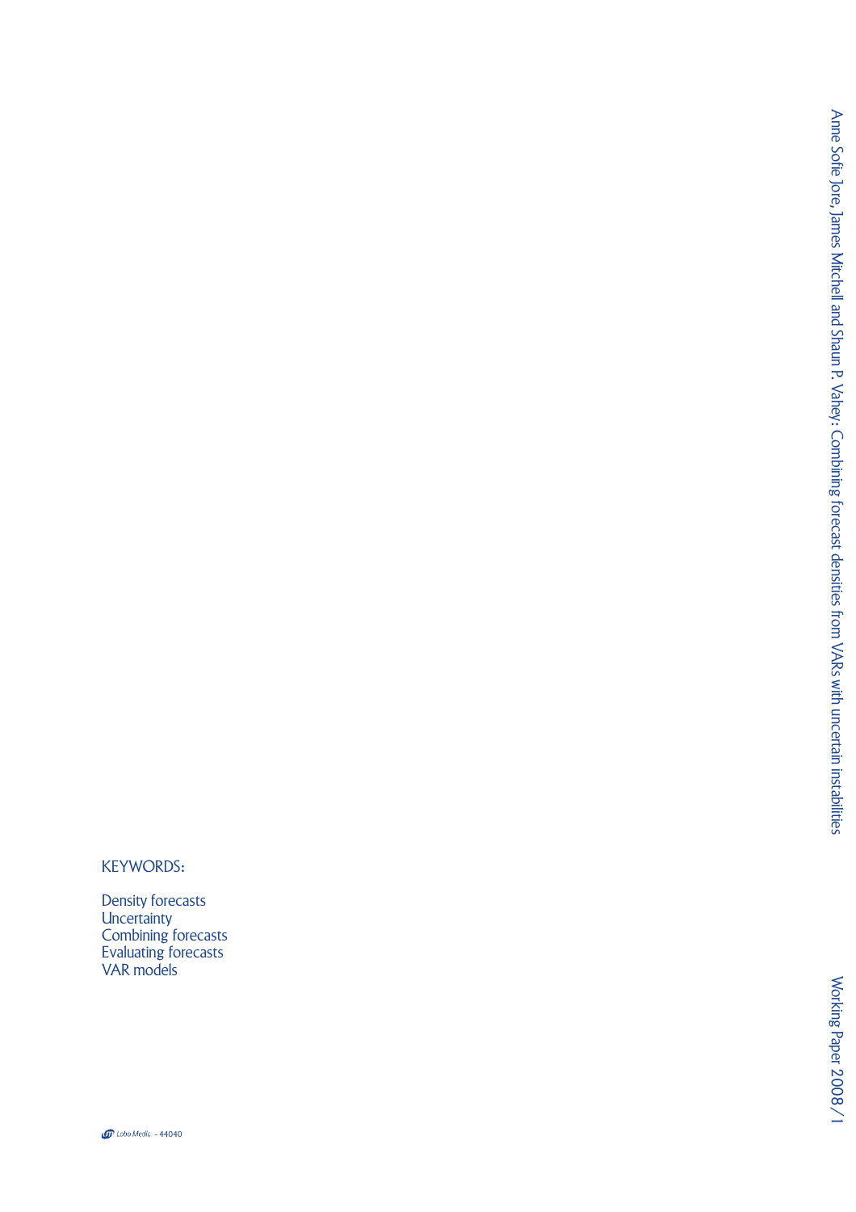Anne Sofie Jore, James Mitchell and Shaun P. Vahey: Combining forecast densities from VARs with uncertain instabilities

Working Paper 2008/1

KEYWORDS:

Density forecasts
Uncertainty
Combining forecasts
Evaluating forecasts
VAR models

Lobo Media - 44040